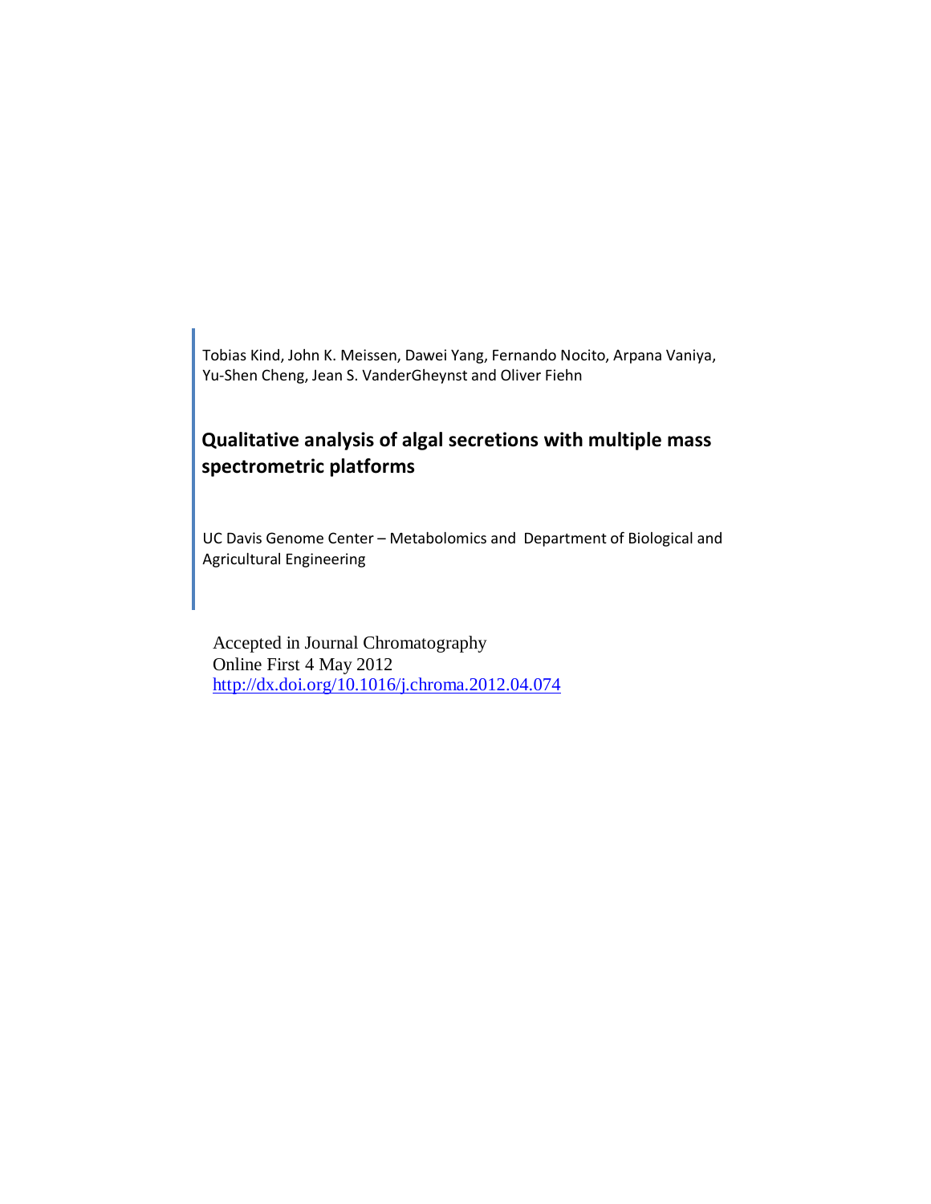Tobias Kind, John K. Meissen, Dawei Yang, Fernando Nocito, Arpana Vaniya, Yu-Shen Cheng, Jean S. VanderGheynst and Oliver Fiehn

# Qualitative analysis of algal secretions with multiple mass spectrometric platforms

UC Davis Genome Center – Metabolomics and Department of Biological and Agricultural Engineering

Accepted in Journal Chromatography
Online First 4 May 2012
http://dx.doi.org/10.1016/j.chroma.2012.04.074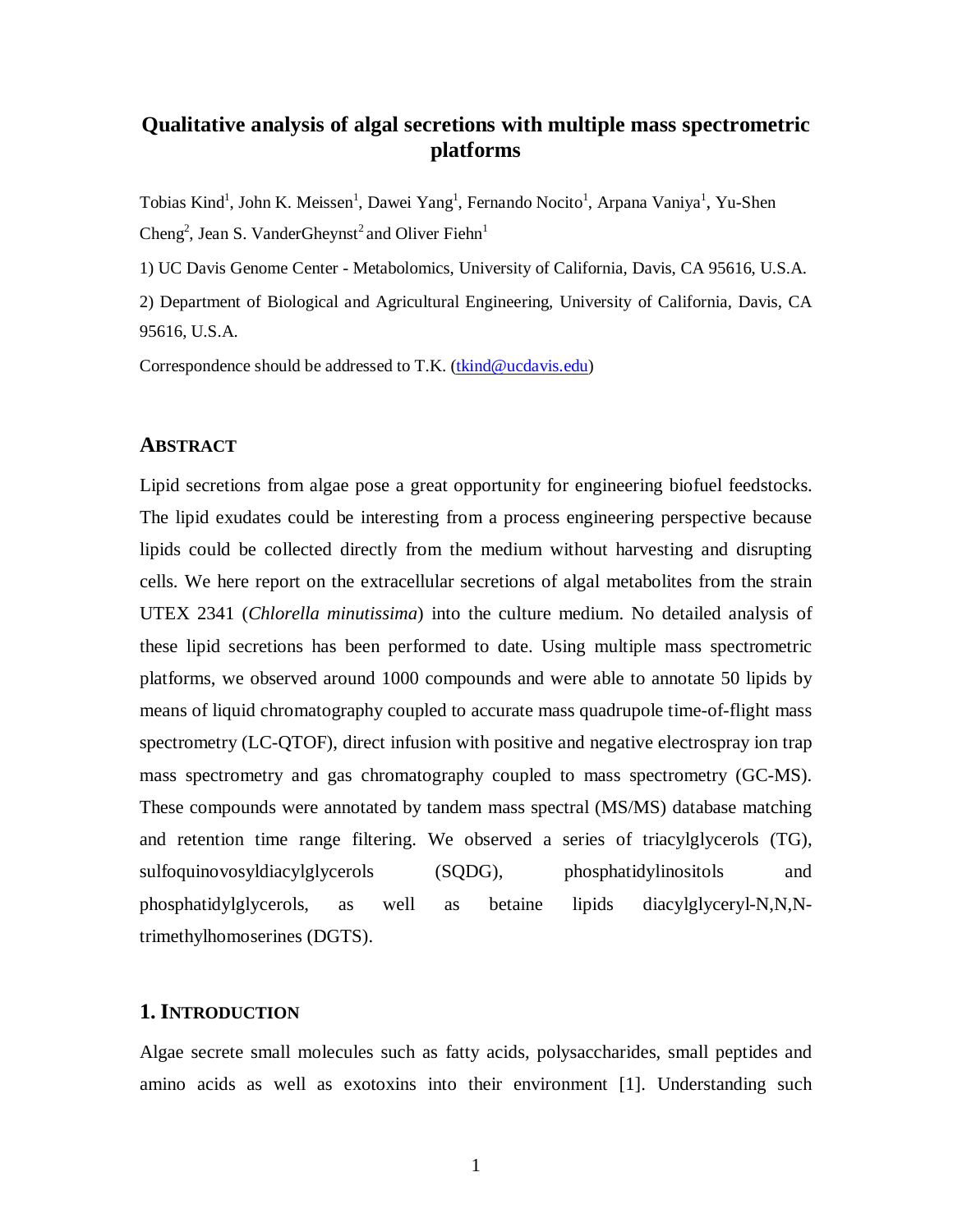# Qualitative analysis of algal secretions with multiple mass spectrometric platforms

Tobias Kind[1], John K. Meissen[1], Dawei Yang[1], Fernando Nocito[1], Arpana Vaniya[1], Yu-Shen Cheng[2], Jean S. VanderGheynst[2] and Oliver Fiehn[1]

1) UC Davis Genome Center - Metabolomics, University of California, Davis, CA 95616, U.S.A.

2) Department of Biological and Agricultural Engineering, University of California, Davis, CA 95616, U.S.A.

Correspondence should be addressed to T.K. (tkind@ucdavis.edu)

## Abstract

Lipid secretions from algae pose a great opportunity for engineering biofuel feedstocks. The lipid exudates could be interesting from a process engineering perspective because lipids could be collected directly from the medium without harvesting and disrupting cells. We here report on the extracellular secretions of algal metabolites from the strain UTEX 2341 (*Chlorella minutissima*) into the culture medium. No detailed analysis of these lipid secretions has been performed to date. Using multiple mass spectrometric platforms, we observed around 1000 compounds and were able to annotate 50 lipids by means of liquid chromatography coupled to accurate mass quadrupole time-of-flight mass spectrometry (LC-QTOF), direct infusion with positive and negative electrospray ion trap mass spectrometry and gas chromatography coupled to mass spectrometry (GC-MS). These compounds were annotated by tandem mass spectral (MS/MS) database matching and retention time range filtering. We observed a series of triacylglycerols (TG), sulfoquinovosyldiacylglycerols (SQDG), phosphatidylinositols and phosphatidylglycerols, as well as betaine lipids diacylglyceryl-N,N,N-trimethylhomoserines (DGTS).

## 1. Introduction

Algae secrete small molecules such as fatty acids, polysaccharides, small peptides and amino acids as well as exotoxins into their environment [1]. Understanding such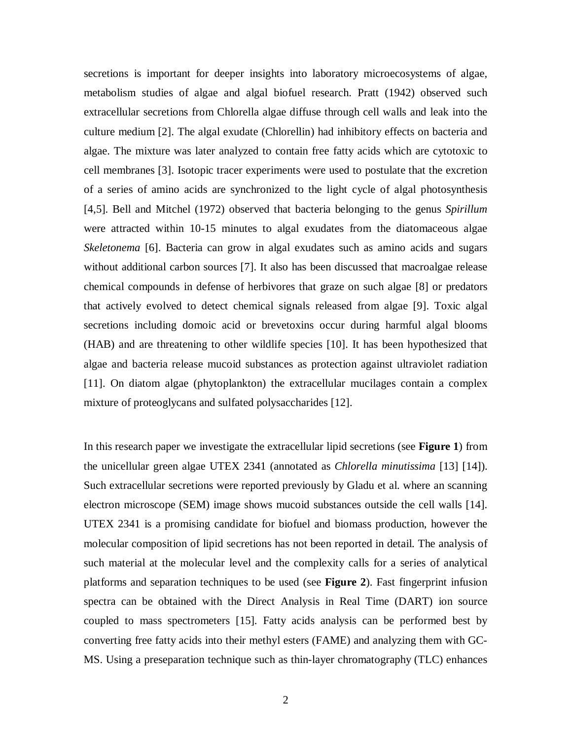secretions is important for deeper insights into laboratory microecosystems of algae, metabolism studies of algae and algal biofuel research. Pratt (1942) observed such extracellular secretions from Chlorella algae diffuse through cell walls and leak into the culture medium [2]. The algal exudate (Chlorellin) had inhibitory effects on bacteria and algae. The mixture was later analyzed to contain free fatty acids which are cytotoxic to cell membranes [3]. Isotopic tracer experiments were used to postulate that the excretion of a series of amino acids are synchronized to the light cycle of algal photosynthesis [4,5]. Bell and Mitchel (1972) observed that bacteria belonging to the genus *Spirillum* were attracted within 10-15 minutes to algal exudates from the diatomaceous algae *Skeletonema* [6]. Bacteria can grow in algal exudates such as amino acids and sugars without additional carbon sources [7]. It also has been discussed that macroalgae release chemical compounds in defense of herbivores that graze on such algae [8] or predators that actively evolved to detect chemical signals released from algae [9]. Toxic algal secretions including domoic acid or brevetoxins occur during harmful algal blooms (HAB) and are threatening to other wildlife species [10]. It has been hypothesized that algae and bacteria release mucoid substances as protection against ultraviolet radiation [11]. On diatom algae (phytoplankton) the extracellular mucilages contain a complex mixture of proteoglycans and sulfated polysaccharides [12].

In this research paper we investigate the extracellular lipid secretions (see **Figure 1**) from the unicellular green algae UTEX 2341 (annotated as *Chlorella minutissima* [13] [14]). Such extracellular secretions were reported previously by Gladu et al. where an scanning electron microscope (SEM) image shows mucoid substances outside the cell walls [14]. UTEX 2341 is a promising candidate for biofuel and biomass production, however the molecular composition of lipid secretions has not been reported in detail. The analysis of such material at the molecular level and the complexity calls for a series of analytical platforms and separation techniques to be used (see **Figure 2**). Fast fingerprint infusion spectra can be obtained with the Direct Analysis in Real Time (DART) ion source coupled to mass spectrometers [15]. Fatty acids analysis can be performed best by converting free fatty acids into their methyl esters (FAME) and analyzing them with GC-MS. Using a preseparation technique such as thin-layer chromatography (TLC) enhances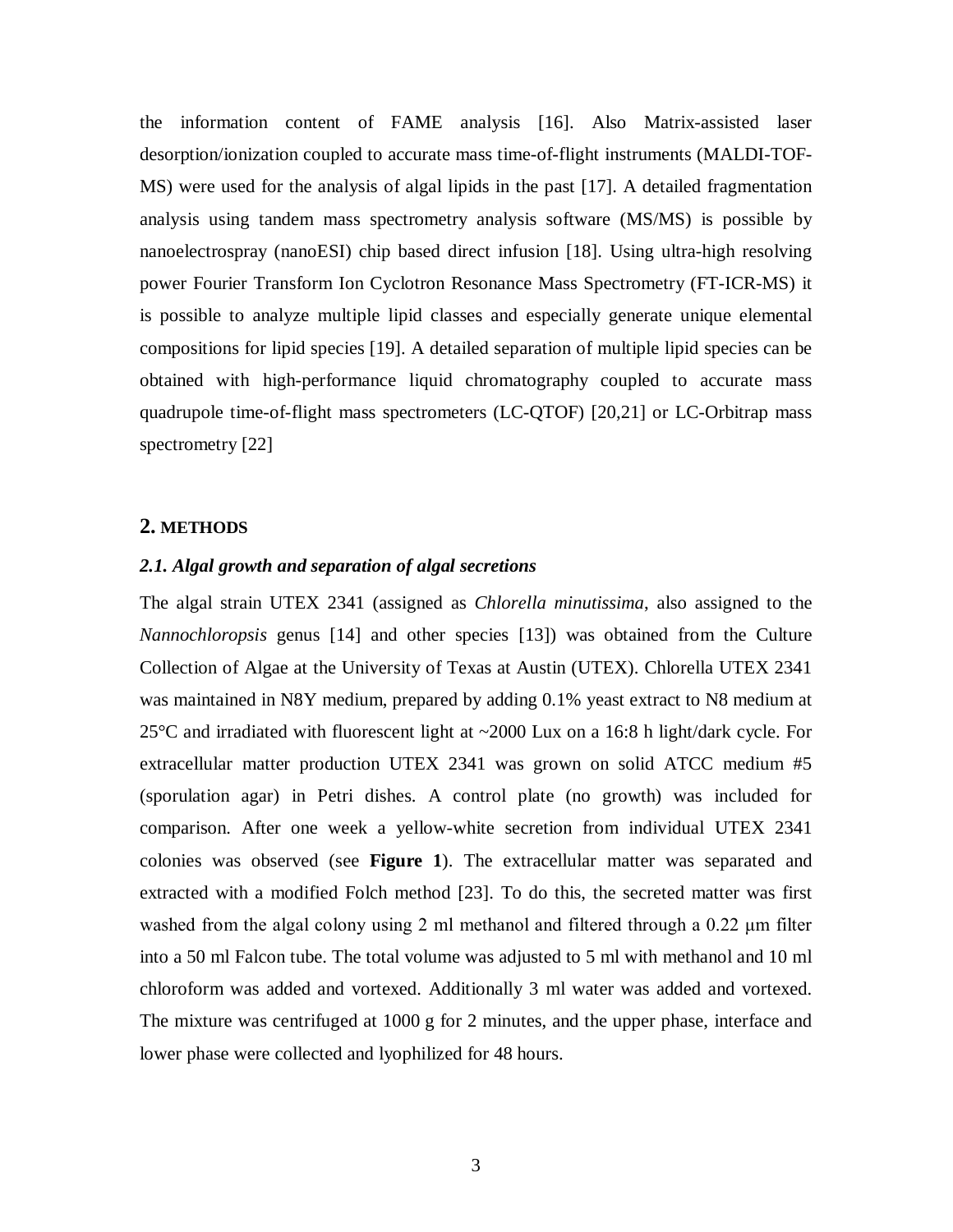the information content of FAME analysis [16]. Also Matrix-assisted laser desorption/ionization coupled to accurate mass time-of-flight instruments (MALDI-TOF-MS) were used for the analysis of algal lipids in the past [17]. A detailed fragmentation analysis using tandem mass spectrometry analysis software (MS/MS) is possible by nanoelectrospray (nanoESI) chip based direct infusion [18]. Using ultra-high resolving power Fourier Transform Ion Cyclotron Resonance Mass Spectrometry (FT-ICR-MS) it is possible to analyze multiple lipid classes and especially generate unique elemental compositions for lipid species [19]. A detailed separation of multiple lipid species can be obtained with high-performance liquid chromatography coupled to accurate mass quadrupole time-of-flight mass spectrometers (LC-QTOF) [20,21] or LC-Orbitrap mass spectrometry [22]

## 2. METHODS

### *2.1. Algal growth and separation of algal secretions*

The algal strain UTEX 2341 (assigned as *Chlorella minutissima*, also assigned to the *Nannochloropsis* genus [14] and other species [13]) was obtained from the Culture Collection of Algae at the University of Texas at Austin (UTEX). Chlorella UTEX 2341 was maintained in N8Y medium, prepared by adding 0.1% yeast extract to N8 medium at 25°C and irradiated with fluorescent light at ~2000 Lux on a 16:8 h light/dark cycle. For extracellular matter production UTEX 2341 was grown on solid ATCC medium #5 (sporulation agar) in Petri dishes. A control plate (no growth) was included for comparison. After one week a yellow-white secretion from individual UTEX 2341 colonies was observed (see **Figure 1**). The extracellular matter was separated and extracted with a modified Folch method [23]. To do this, the secreted matter was first washed from the algal colony using 2 ml methanol and filtered through a 0.22 µm filter into a 50 ml Falcon tube. The total volume was adjusted to 5 ml with methanol and 10 ml chloroform was added and vortexed. Additionally 3 ml water was added and vortexed. The mixture was centrifuged at 1000 g for 2 minutes, and the upper phase, interface and lower phase were collected and lyophilized for 48 hours.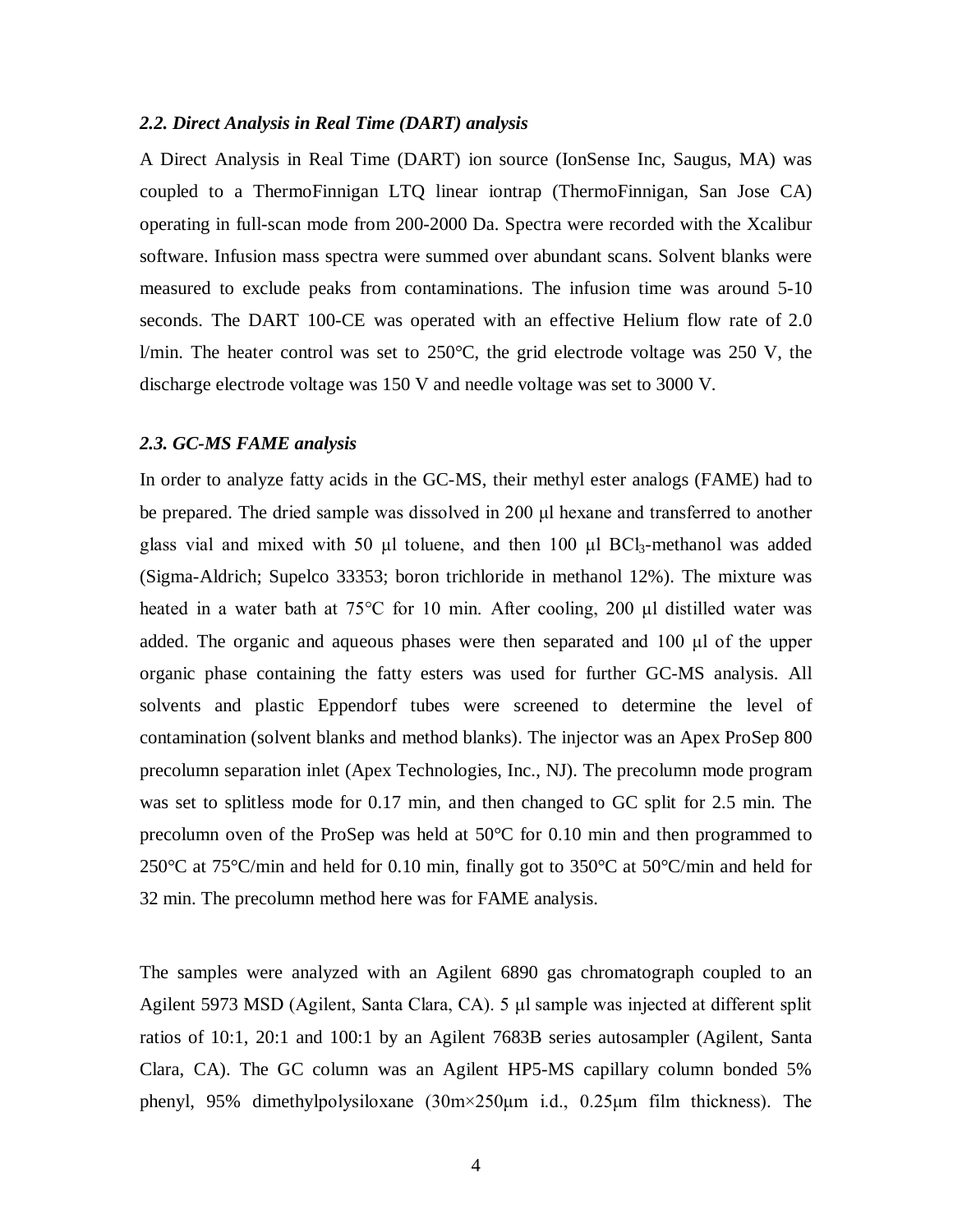### *2.2. Direct Analysis in Real Time (DART) analysis*

A Direct Analysis in Real Time (DART) ion source (IonSense Inc, Saugus, MA) was coupled to a ThermoFinnigan LTQ linear iontrap (ThermoFinnigan, San Jose CA) operating in full-scan mode from 200-2000 Da. Spectra were recorded with the Xcalibur software. Infusion mass spectra were summed over abundant scans. Solvent blanks were measured to exclude peaks from contaminations. The infusion time was around 5-10 seconds. The DART 100-CE was operated with an effective Helium flow rate of 2.0 l/min. The heater control was set to 250°C, the grid electrode voltage was 250 V, the discharge electrode voltage was 150 V and needle voltage was set to 3000 V.

### *2.3. GC-MS FAME analysis*

In order to analyze fatty acids in the GC-MS, their methyl ester analogs (FAME) had to be prepared. The dried sample was dissolved in 200 µl hexane and transferred to another glass vial and mixed with 50 µl toluene, and then 100 µl $BCl_3$-methanol was added (Sigma-Aldrich; Supelco 33353; boron trichloride in methanol 12%). The mixture was heated in a water bath at 75°C for 10 min. After cooling, 200 µl distilled water was added. The organic and aqueous phases were then separated and 100 µl of the upper organic phase containing the fatty esters was used for further GC-MS analysis. All solvents and plastic Eppendorf tubes were screened to determine the level of contamination (solvent blanks and method blanks). The injector was an Apex ProSep 800 precolumn separation inlet (Apex Technologies, Inc., NJ). The precolumn mode program was set to splitless mode for 0.17 min, and then changed to GC split for 2.5 min. The precolumn oven of the ProSep was held at 50°C for 0.10 min and then programmed to 250°C at 75°C/min and held for 0.10 min, finally got to 350°C at 50°C/min and held for 32 min. The precolumn method here was for FAME analysis.

The samples were analyzed with an Agilent 6890 gas chromatograph coupled to an Agilent 5973 MSD (Agilent, Santa Clara, CA). 5 µl sample was injected at different split ratios of 10:1, 20:1 and 100:1 by an Agilent 7683B series autosampler (Agilent, Santa Clara, CA). The GC column was an Agilent HP5-MS capillary column bonded 5% phenyl, 95% dimethylpolysiloxane (30m×250µm i.d., 0.25µm film thickness). The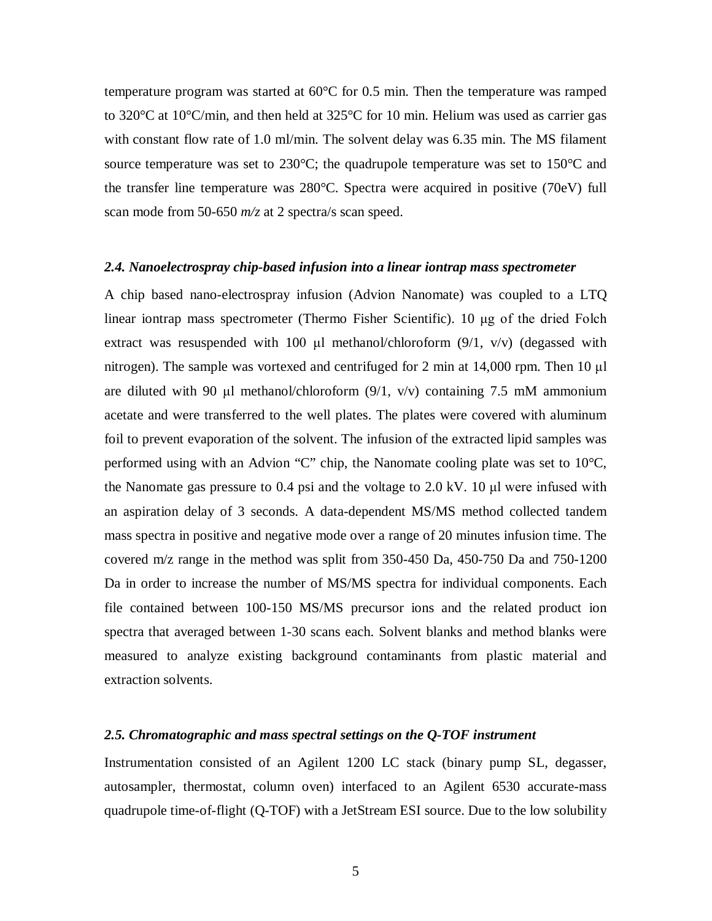temperature program was started at 60°C for 0.5 min. Then the temperature was ramped to 320°C at 10°C/min, and then held at 325°C for 10 min. Helium was used as carrier gas with constant flow rate of 1.0 ml/min. The solvent delay was 6.35 min. The MS filament source temperature was set to 230°C; the quadrupole temperature was set to 150°C and the transfer line temperature was 280°C. Spectra were acquired in positive (70eV) full scan mode from 50-650 *m/z* at 2 spectra/s scan speed.

### *2.4. Nanoelectrospray chip-based infusion into a linear iontrap mass spectrometer*

A chip based nano-electrospray infusion (Advion Nanomate) was coupled to a LTQ linear iontrap mass spectrometer (Thermo Fisher Scientific). 10 μg of the dried Folch extract was resuspended with 100 μl methanol/chloroform (9/1, v/v) (degassed with nitrogen). The sample was vortexed and centrifuged for 2 min at 14,000 rpm. Then 10 μl are diluted with 90 μl methanol/chloroform (9/1, v/v) containing 7.5 mM ammonium acetate and were transferred to the well plates. The plates were covered with aluminum foil to prevent evaporation of the solvent. The infusion of the extracted lipid samples was performed using with an Advion "C" chip, the Nanomate cooling plate was set to 10°C, the Nanomate gas pressure to 0.4 psi and the voltage to 2.0 kV. 10 μl were infused with an aspiration delay of 3 seconds. A data-dependent MS/MS method collected tandem mass spectra in positive and negative mode over a range of 20 minutes infusion time. The covered m/z range in the method was split from 350-450 Da, 450-750 Da and 750-1200 Da in order to increase the number of MS/MS spectra for individual components. Each file contained between 100-150 MS/MS precursor ions and the related product ion spectra that averaged between 1-30 scans each. Solvent blanks and method blanks were measured to analyze existing background contaminants from plastic material and extraction solvents.

### *2.5. Chromatographic and mass spectral settings on the Q-TOF instrument*

Instrumentation consisted of an Agilent 1200 LC stack (binary pump SL, degasser, autosampler, thermostat, column oven) interfaced to an Agilent 6530 accurate-mass quadrupole time-of-flight (Q-TOF) with a JetStream ESI source. Due to the low solubility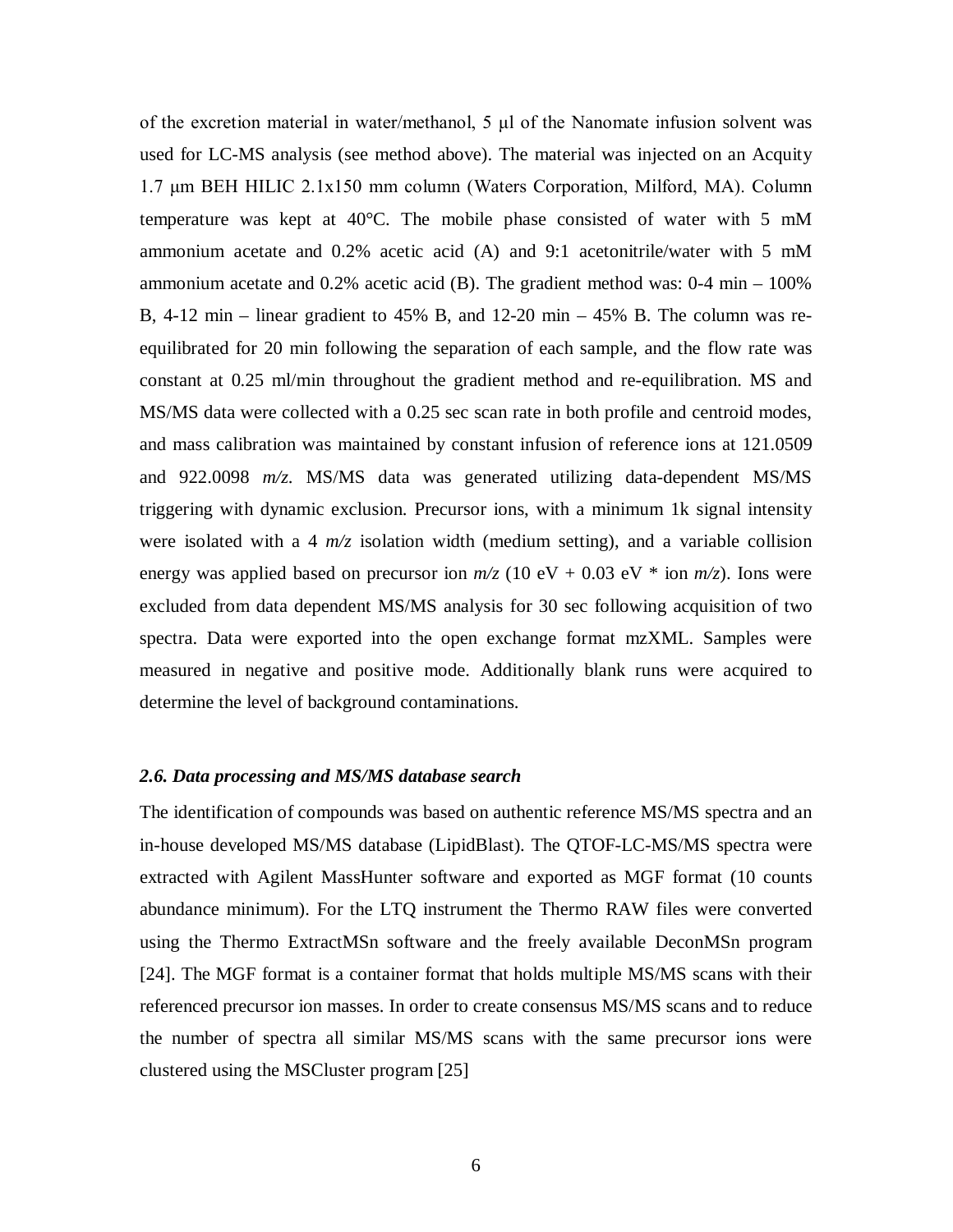of the excretion material in water/methanol, 5 μl of the Nanomate infusion solvent was used for LC-MS analysis (see method above). The material was injected on an Acquity 1.7 μm BEH HILIC 2.1x150 mm column (Waters Corporation, Milford, MA). Column temperature was kept at 40°C. The mobile phase consisted of water with 5 mM ammonium acetate and 0.2% acetic acid (A) and 9:1 acetonitrile/water with 5 mM ammonium acetate and 0.2% acetic acid (B). The gradient method was: 0-4 min – 100% B, 4-12 min – linear gradient to 45% B, and 12-20 min – 45% B. The column was re-equilibrated for 20 min following the separation of each sample, and the flow rate was constant at 0.25 ml/min throughout the gradient method and re-equilibration. MS and MS/MS data were collected with a 0.25 sec scan rate in both profile and centroid modes, and mass calibration was maintained by constant infusion of reference ions at 121.0509 and 922.0098 *m/z*. MS/MS data was generated utilizing data-dependent MS/MS triggering with dynamic exclusion. Precursor ions, with a minimum 1k signal intensity were isolated with a 4 *m/z* isolation width (medium setting), and a variable collision energy was applied based on precursor ion *m/z* (10 eV + 0.03 eV * ion *m/z*). Ions were excluded from data dependent MS/MS analysis for 30 sec following acquisition of two spectra. Data were exported into the open exchange format mzXML. Samples were measured in negative and positive mode. Additionally blank runs were acquired to determine the level of background contaminations.

### *2.6. Data processing and MS/MS database search*

The identification of compounds was based on authentic reference MS/MS spectra and an in-house developed MS/MS database (LipidBlast). The QTOF-LC-MS/MS spectra were extracted with Agilent MassHunter software and exported as MGF format (10 counts abundance minimum). For the LTQ instrument the Thermo RAW files were converted using the Thermo ExtractMSn software and the freely available DeconMSn program [24]. The MGF format is a container format that holds multiple MS/MS scans with their referenced precursor ion masses. In order to create consensus MS/MS scans and to reduce the number of spectra all similar MS/MS scans with the same precursor ions were clustered using the MSCluster program [25]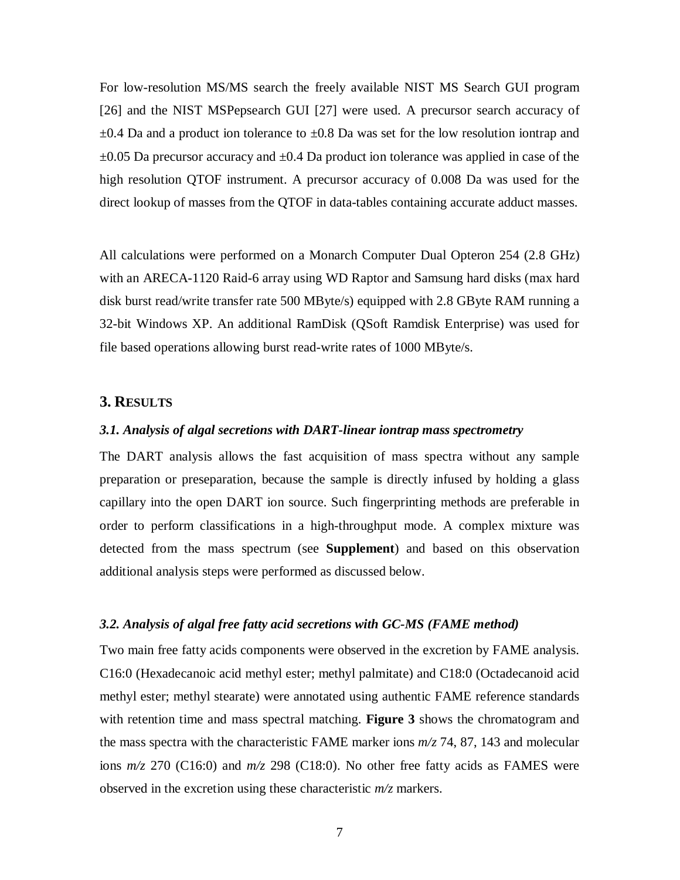For low-resolution MS/MS search the freely available NIST MS Search GUI program [26] and the NIST MSPepsearch GUI [27] were used. A precursor search accuracy of ±0.4 Da and a product ion tolerance to ±0.8 Da was set for the low resolution iontrap and ±0.05 Da precursor accuracy and ±0.4 Da product ion tolerance was applied in case of the high resolution QTOF instrument. A precursor accuracy of 0.008 Da was used for the direct lookup of masses from the QTOF in data-tables containing accurate adduct masses.

All calculations were performed on a Monarch Computer Dual Opteron 254 (2.8 GHz) with an ARECA-1120 Raid-6 array using WD Raptor and Samsung hard disks (max hard disk burst read/write transfer rate 500 MByte/s) equipped with 2.8 GByte RAM running a 32-bit Windows XP. An additional RamDisk (QSoft Ramdisk Enterprise) was used for file based operations allowing burst read-write rates of 1000 MByte/s.

## 3. RESULTS

### *3.1. Analysis of algal secretions with DART-linear iontrap mass spectrometry*

The DART analysis allows the fast acquisition of mass spectra without any sample preparation or preseparation, because the sample is directly infused by holding a glass capillary into the open DART ion source. Such fingerprinting methods are preferable in order to perform classifications in a high-throughput mode. A complex mixture was detected from the mass spectrum (see **Supplement**) and based on this observation additional analysis steps were performed as discussed below.

### *3.2. Analysis of algal free fatty acid secretions with GC-MS (FAME method)*

Two main free fatty acids components were observed in the excretion by FAME analysis. C16:0 (Hexadecanoic acid methyl ester; methyl palmitate) and C18:0 (Octadecanoid acid methyl ester; methyl stearate) were annotated using authentic FAME reference standards with retention time and mass spectral matching. **Figure 3** shows the chromatogram and the mass spectra with the characteristic FAME marker ions *m/z* 74, 87, 143 and molecular ions *m/z* 270 (C16:0) and *m/z* 298 (C18:0). No other free fatty acids as FAMES were observed in the excretion using these characteristic *m/z* markers.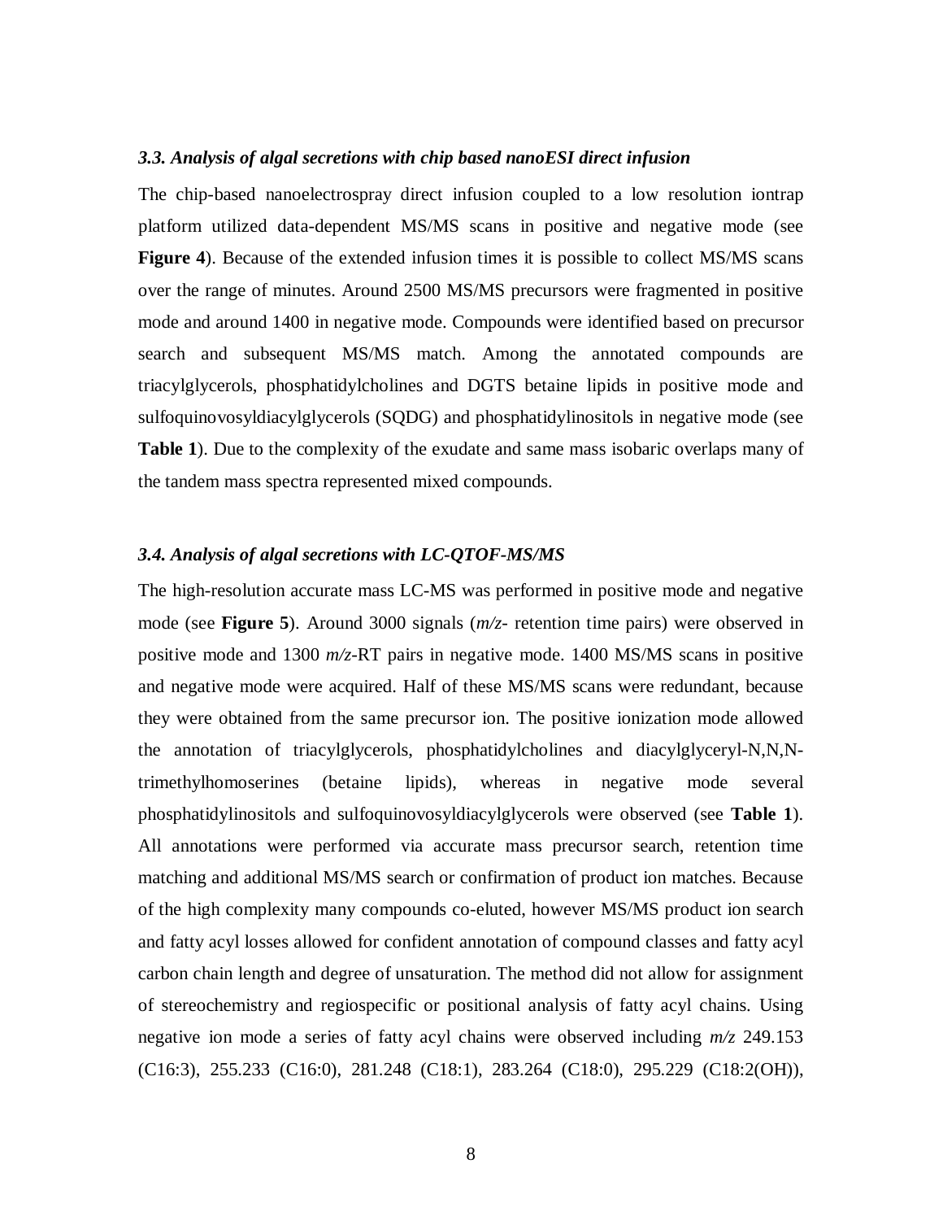### *3.3. Analysis of algal secretions with chip based nanoESI direct infusion*

The chip-based nanoelectrospray direct infusion coupled to a low resolution iontrap platform utilized data-dependent MS/MS scans in positive and negative mode (see **Figure 4**). Because of the extended infusion times it is possible to collect MS/MS scans over the range of minutes. Around 2500 MS/MS precursors were fragmented in positive mode and around 1400 in negative mode. Compounds were identified based on precursor search and subsequent MS/MS match. Among the annotated compounds are triacylglycerols, phosphatidylcholines and DGTS betaine lipids in positive mode and sulfoquinovosyldiacylglycerols (SQDG) and phosphatidylinositols in negative mode (see **Table 1**). Due to the complexity of the exudate and same mass isobaric overlaps many of the tandem mass spectra represented mixed compounds.

### *3.4. Analysis of algal secretions with LC-QTOF-MS/MS*

The high-resolution accurate mass LC-MS was performed in positive mode and negative mode (see **Figure 5**). Around 3000 signals (*m/z*- retention time pairs) were observed in positive mode and 1300 *m/z*-RT pairs in negative mode. 1400 MS/MS scans in positive and negative mode were acquired. Half of these MS/MS scans were redundant, because they were obtained from the same precursor ion. The positive ionization mode allowed the annotation of triacylglycerols, phosphatidylcholines and diacylglyceryl-N,N,N-trimethylhomoserines (betaine lipids), whereas in negative mode several phosphatidylinositols and sulfoquinovosyldiacylglycerols were observed (see **Table 1**). All annotations were performed via accurate mass precursor search, retention time matching and additional MS/MS search or confirmation of product ion matches. Because of the high complexity many compounds co-eluted, however MS/MS product ion search and fatty acyl losses allowed for confident annotation of compound classes and fatty acyl carbon chain length and degree of unsaturation. The method did not allow for assignment of stereochemistry and regiospecific or positional analysis of fatty acyl chains. Using negative ion mode a series of fatty acyl chains were observed including *m/z* 249.153 (C16:3), 255.233 (C16:0), 281.248 (C18:1), 283.264 (C18:0), 295.229 (C18:2(OH)),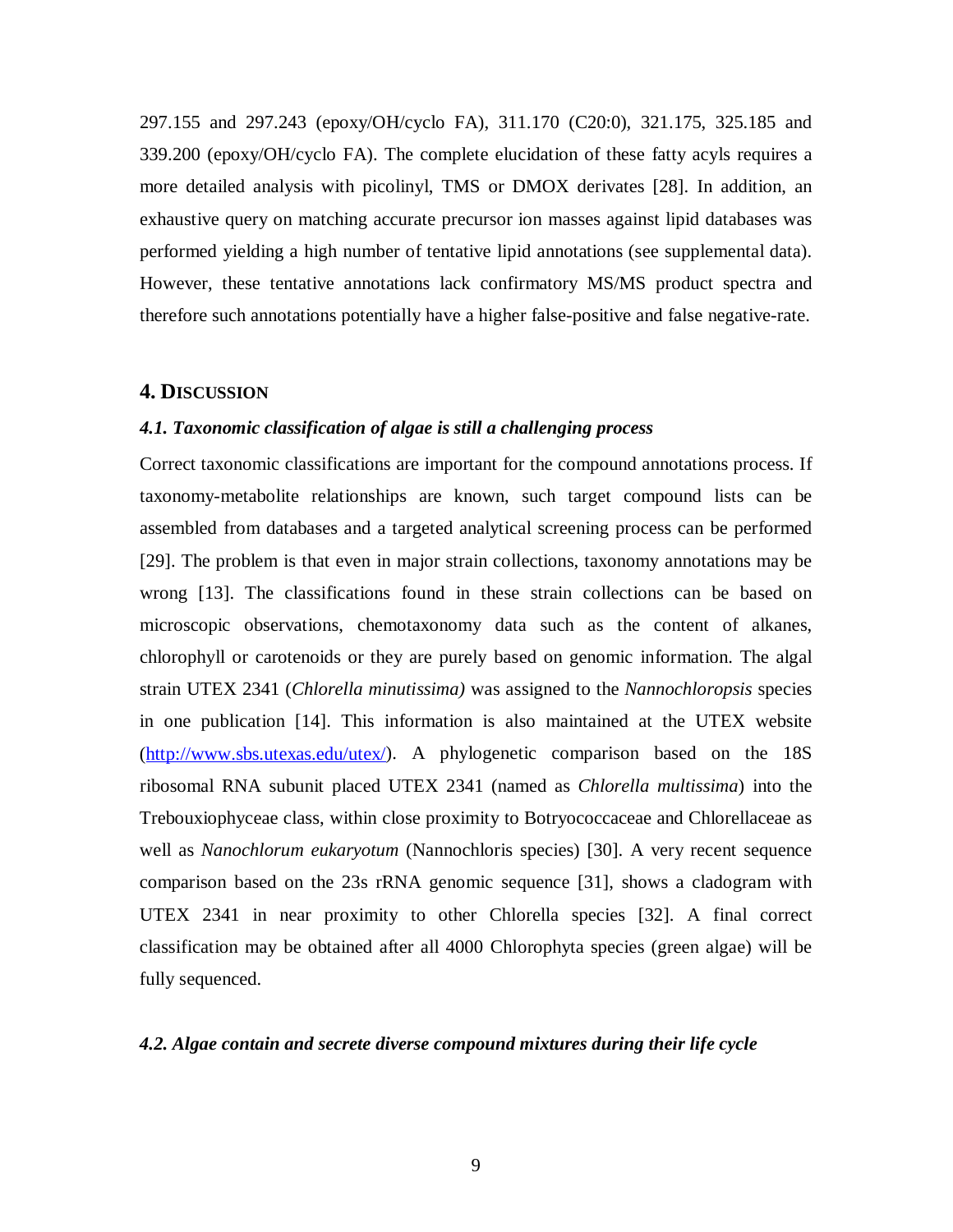297.155 and 297.243 (epoxy/OH/cyclo FA), 311.170 (C20:0), 321.175, 325.185 and 339.200 (epoxy/OH/cyclo FA). The complete elucidation of these fatty acyls requires a more detailed analysis with picolinyl, TMS or DMOX derivates [28]. In addition, an exhaustive query on matching accurate precursor ion masses against lipid databases was performed yielding a high number of tentative lipid annotations (see supplemental data). However, these tentative annotations lack confirmatory MS/MS product spectra and therefore such annotations potentially have a higher false-positive and false negative-rate.

## 4. DISCUSSION

### *4.1. Taxonomic classification of algae is still a challenging process*

Correct taxonomic classifications are important for the compound annotations process. If taxonomy-metabolite relationships are known, such target compound lists can be assembled from databases and a targeted analytical screening process can be performed [29]. The problem is that even in major strain collections, taxonomy annotations may be wrong [13]. The classifications found in these strain collections can be based on microscopic observations, chemotaxonomy data such as the content of alkanes, chlorophyll or carotenoids or they are purely based on genomic information. The algal strain UTEX 2341 (*Chlorella minutissima)* was assigned to the *Nannochloropsis* species in one publication [14]. This information is also maintained at the UTEX website (http://www.sbs.utexas.edu/utex/). A phylogenetic comparison based on the 18S ribosomal RNA subunit placed UTEX 2341 (named as *Chlorella multissima*) into the Trebouxiophyceae class, within close proximity to Botryococcaceae and Chlorellaceae as well as *Nanochlorum eukaryotum* (Nannochloris species) [30]. A very recent sequence comparison based on the 23s rRNA genomic sequence [31], shows a cladogram with UTEX 2341 in near proximity to other Chlorella species [32]. A final correct classification may be obtained after all 4000 Chlorophyta species (green algae) will be fully sequenced.

### *4.2. Algae contain and secrete diverse compound mixtures during their life cycle*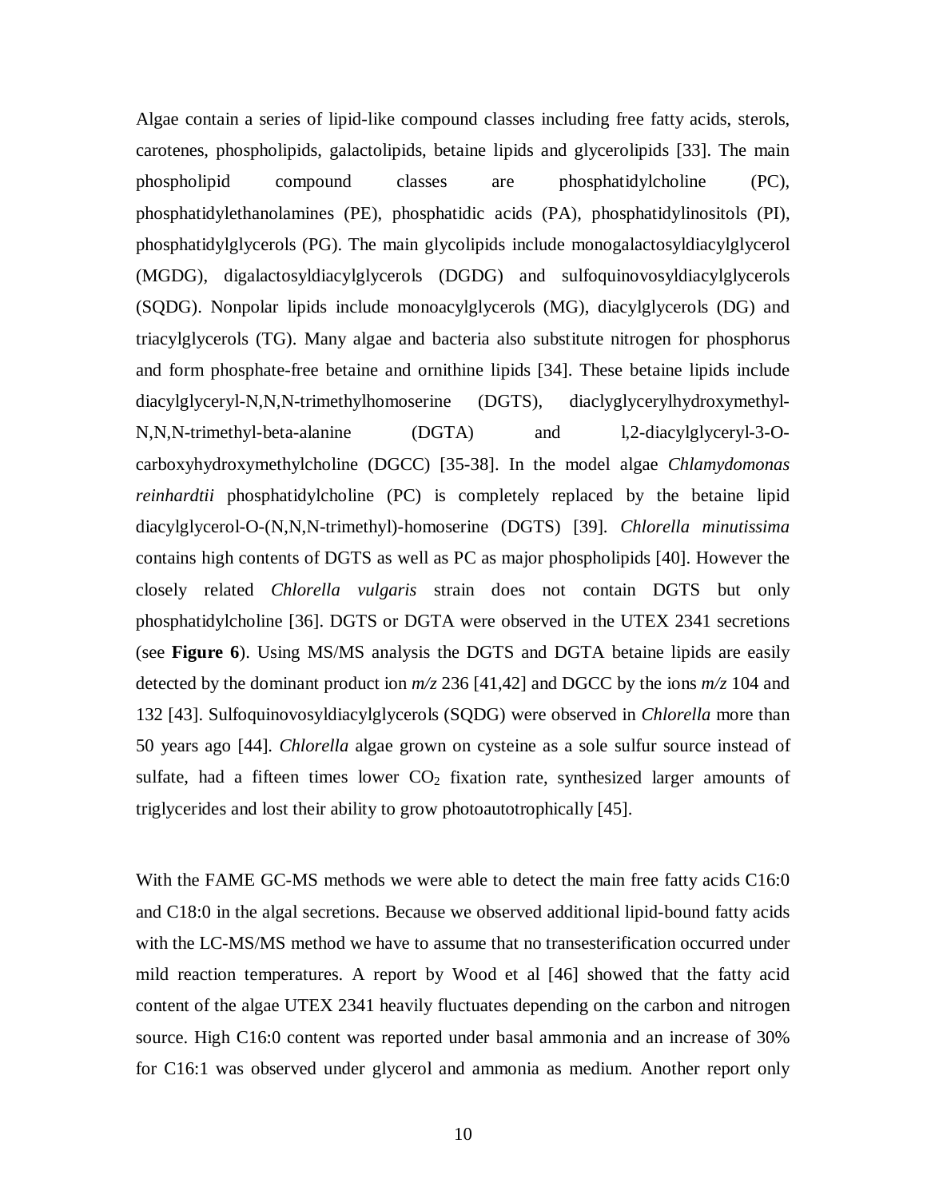Algae contain a series of lipid-like compound classes including free fatty acids, sterols, carotenes, phospholipids, galactolipids, betaine lipids and glycerolipids [33]. The main phospholipid compound classes are phosphatidylcholine (PC), phosphatidylethanolamines (PE), phosphatidic acids (PA), phosphatidylinositols (PI), phosphatidylglycerols (PG). The main glycolipids include monogalactosyldiacylglycerol (MGDG), digalactosyldiacylglycerols (DGDG) and sulfoquinovosyldiacylglycerols (SQDG). Nonpolar lipids include monoacylglycerols (MG), diacylglycerols (DG) and triacylglycerols (TG). Many algae and bacteria also substitute nitrogen for phosphorus and form phosphate-free betaine and ornithine lipids [34]. These betaine lipids include diacylglyceryl-N,N,N-trimethylhomoserine (DGTS), diaclyglycerylhydroxymethyl-N,N,N-trimethyl-beta-alanine (DGTA) and l,2-diacylglyceryl-3-O-carboxyhydroxymethylcholine (DGCC) [35-38]. In the model algae *Chlamydomonas reinhardtii* phosphatidylcholine (PC) is completely replaced by the betaine lipid diacylglycerol-O-(N,N,N-trimethyl)-homoserine (DGTS) [39]. *Chlorella minutissima* contains high contents of DGTS as well as PC as major phospholipids [40]. However the closely related *Chlorella vulgaris* strain does not contain DGTS but only phosphatidylcholine [36]. DGTS or DGTA were observed in the UTEX 2341 secretions (see **Figure 6**). Using MS/MS analysis the DGTS and DGTA betaine lipids are easily detected by the dominant product ion *m/z* 236 [41,42] and DGCC by the ions *m/z* 104 and 132 [43]. Sulfoquinovosyldiacylglycerols (SQDG) were observed in *Chlorella* more than 50 years ago [44]. *Chlorella* algae grown on cysteine as a sole sulfur source instead of sulfate, had a fifteen times lower $CO_2$ fixation rate, synthesized larger amounts of triglycerides and lost their ability to grow photoautotrophically [45].

With the FAME GC-MS methods we were able to detect the main free fatty acids C16:0 and C18:0 in the algal secretions. Because we observed additional lipid-bound fatty acids with the LC-MS/MS method we have to assume that no transesterification occurred under mild reaction temperatures. A report by Wood et al [46] showed that the fatty acid content of the algae UTEX 2341 heavily fluctuates depending on the carbon and nitrogen source. High C16:0 content was reported under basal ammonia and an increase of 30% for C16:1 was observed under glycerol and ammonia as medium. Another report only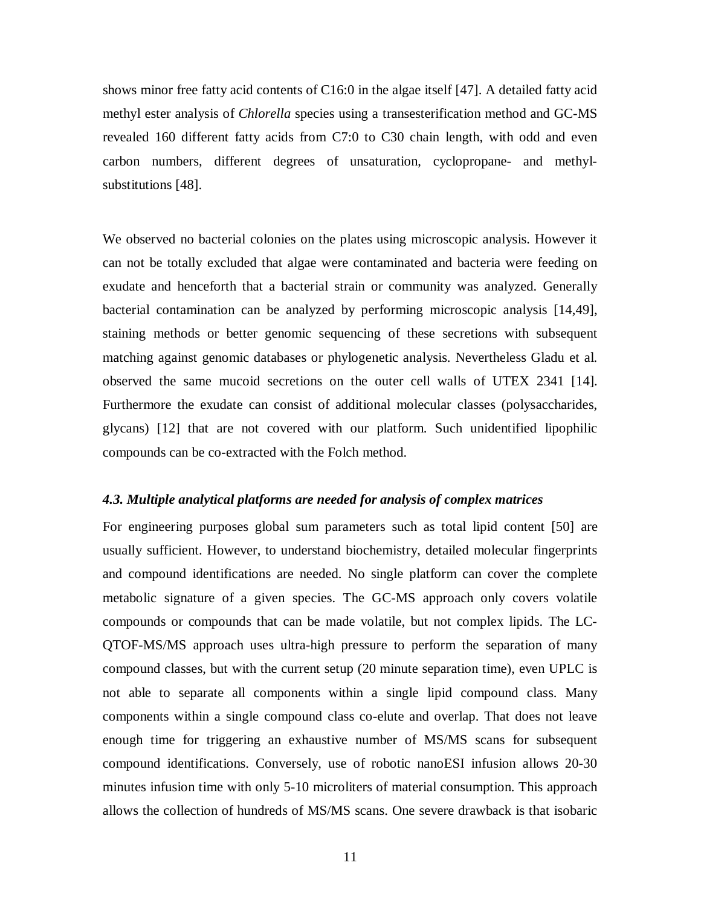shows minor free fatty acid contents of C16:0 in the algae itself [47]. A detailed fatty acid methyl ester analysis of *Chlorella* species using a transesterification method and GC-MS revealed 160 different fatty acids from C7:0 to C30 chain length, with odd and even carbon numbers, different degrees of unsaturation, cyclopropane- and methyl-substitutions [48].

We observed no bacterial colonies on the plates using microscopic analysis. However it can not be totally excluded that algae were contaminated and bacteria were feeding on exudate and henceforth that a bacterial strain or community was analyzed. Generally bacterial contamination can be analyzed by performing microscopic analysis [14,49], staining methods or better genomic sequencing of these secretions with subsequent matching against genomic databases or phylogenetic analysis. Nevertheless Gladu et al. observed the same mucoid secretions on the outer cell walls of UTEX 2341 [14]. Furthermore the exudate can consist of additional molecular classes (polysaccharides, glycans) [12] that are not covered with our platform. Such unidentified lipophilic compounds can be co-extracted with the Folch method.

### *4.3. Multiple analytical platforms are needed for analysis of complex matrices*

For engineering purposes global sum parameters such as total lipid content [50] are usually sufficient. However, to understand biochemistry, detailed molecular fingerprints and compound identifications are needed. No single platform can cover the complete metabolic signature of a given species. The GC-MS approach only covers volatile compounds or compounds that can be made volatile, but not complex lipids. The LC-QTOF-MS/MS approach uses ultra-high pressure to perform the separation of many compound classes, but with the current setup (20 minute separation time), even UPLC is not able to separate all components within a single lipid compound class. Many components within a single compound class co-elute and overlap. That does not leave enough time for triggering an exhaustive number of MS/MS scans for subsequent compound identifications. Conversely, use of robotic nanoESI infusion allows 20-30 minutes infusion time with only 5-10 microliters of material consumption. This approach allows the collection of hundreds of MS/MS scans. One severe drawback is that isobaric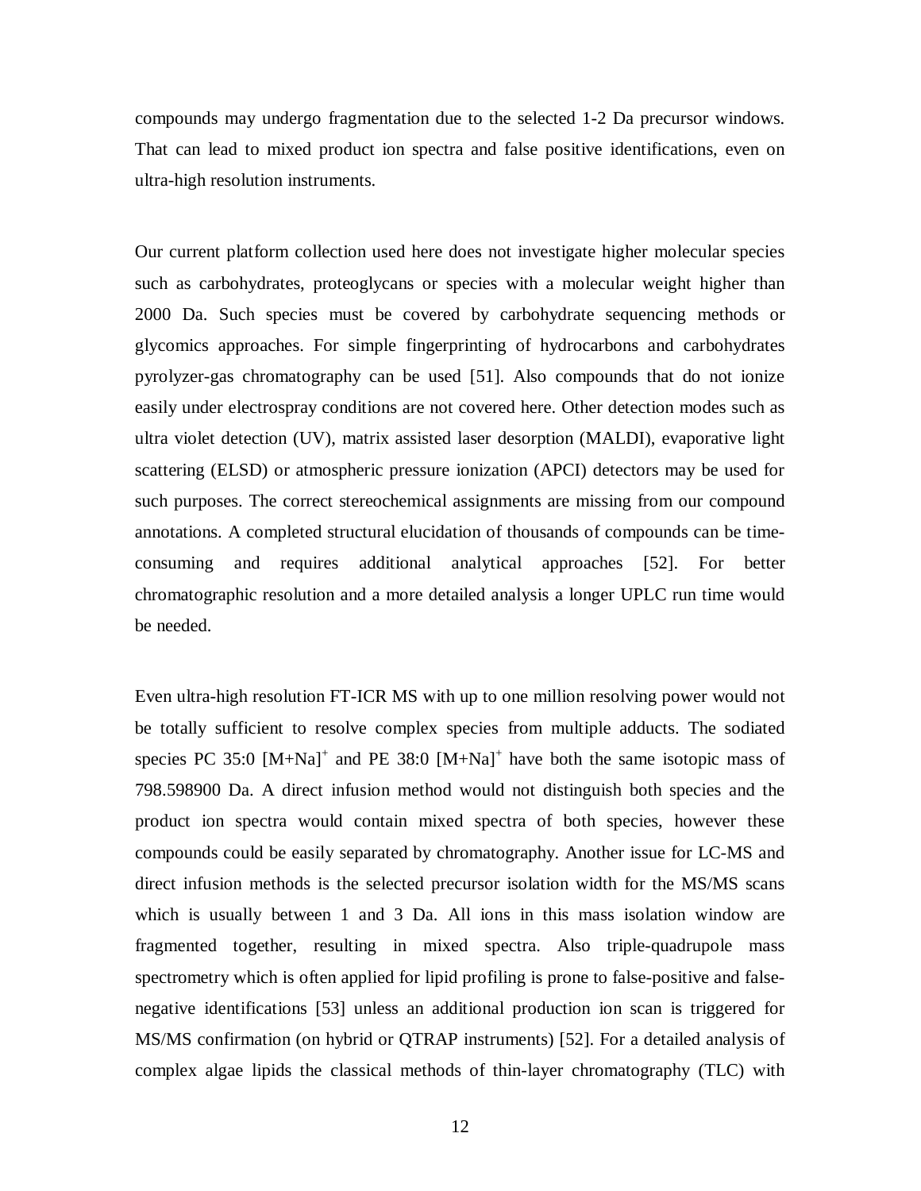compounds may undergo fragmentation due to the selected 1-2 Da precursor windows. That can lead to mixed product ion spectra and false positive identifications, even on ultra-high resolution instruments.

Our current platform collection used here does not investigate higher molecular species such as carbohydrates, proteoglycans or species with a molecular weight higher than 2000 Da. Such species must be covered by carbohydrate sequencing methods or glycomics approaches. For simple fingerprinting of hydrocarbons and carbohydrates pyrolyzer-gas chromatography can be used [51]. Also compounds that do not ionize easily under electrospray conditions are not covered here. Other detection modes such as ultra violet detection (UV), matrix assisted laser desorption (MALDI), evaporative light scattering (ELSD) or atmospheric pressure ionization (APCI) detectors may be used for such purposes. The correct stereochemical assignments are missing from our compound annotations. A completed structural elucidation of thousands of compounds can be time-consuming and requires additional analytical approaches [52]. For better chromatographic resolution and a more detailed analysis a longer UPLC run time would be needed.

Even ultra-high resolution FT-ICR MS with up to one million resolving power would not be totally sufficient to resolve complex species from multiple adducts. The sodiated species PC 35:0 $[M+Na]^+$ and PE 38:0 $[M+Na]^+$ have both the same isotopic mass of 798.598900 Da. A direct infusion method would not distinguish both species and the product ion spectra would contain mixed spectra of both species, however these compounds could be easily separated by chromatography. Another issue for LC-MS and direct infusion methods is the selected precursor isolation width for the MS/MS scans which is usually between 1 and 3 Da. All ions in this mass isolation window are fragmented together, resulting in mixed spectra. Also triple-quadrupole mass spectrometry which is often applied for lipid profiling is prone to false-positive and false-negative identifications [53] unless an additional production ion scan is triggered for MS/MS confirmation (on hybrid or QTRAP instruments) [52]. For a detailed analysis of complex algae lipids the classical methods of thin-layer chromatography (TLC) with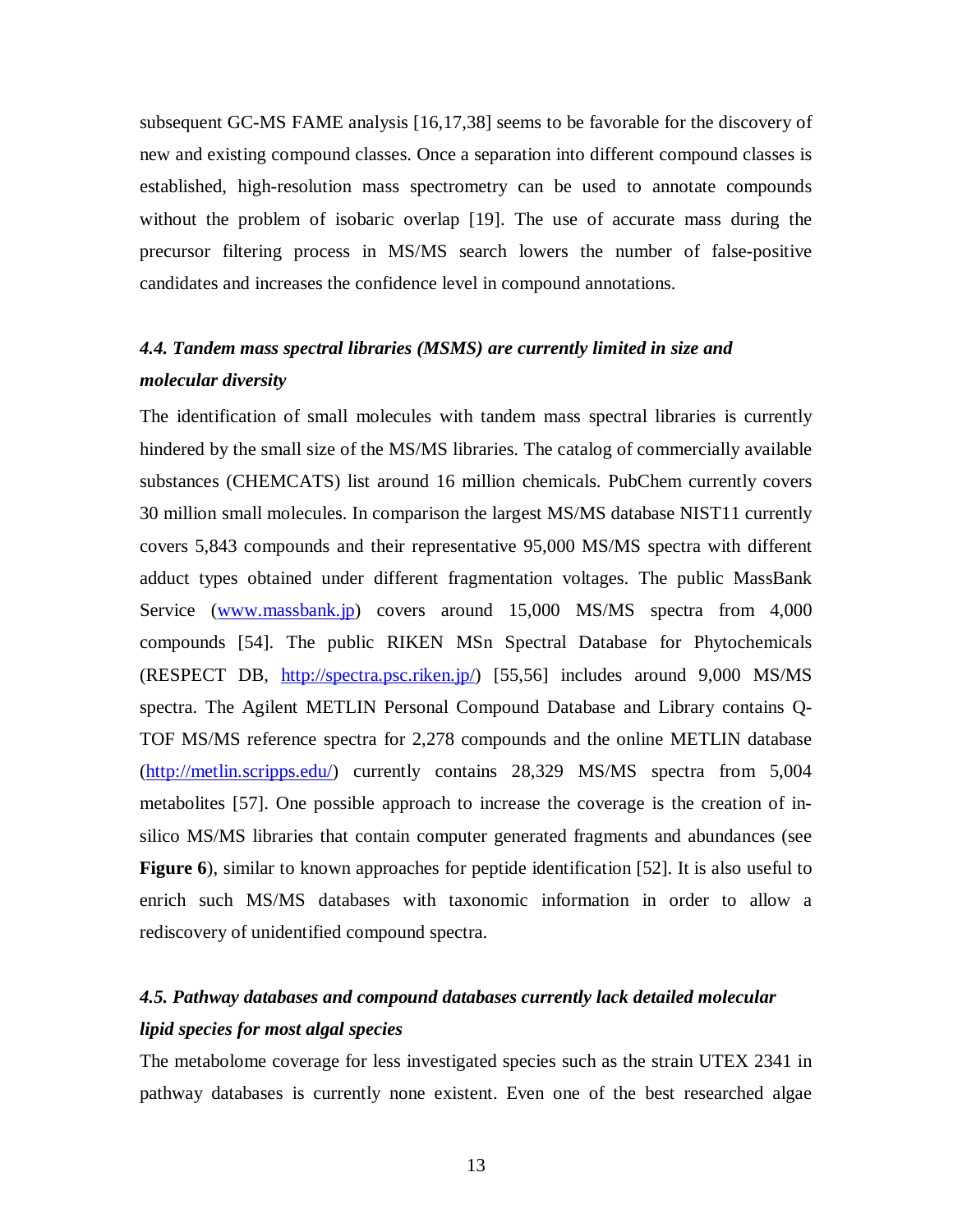subsequent GC-MS FAME analysis [16,17,38] seems to be favorable for the discovery of new and existing compound classes. Once a separation into different compound classes is established, high-resolution mass spectrometry can be used to annotate compounds without the problem of isobaric overlap [19]. The use of accurate mass during the precursor filtering process in MS/MS search lowers the number of false-positive candidates and increases the confidence level in compound annotations.

### *4.4. Tandem mass spectral libraries (MSMS) are currently limited in size and molecular diversity*

The identification of small molecules with tandem mass spectral libraries is currently hindered by the small size of the MS/MS libraries. The catalog of commercially available substances (CHEMCATS) list around 16 million chemicals. PubChem currently covers 30 million small molecules. In comparison the largest MS/MS database NIST11 currently covers 5,843 compounds and their representative 95,000 MS/MS spectra with different adduct types obtained under different fragmentation voltages. The public MassBank Service ([www.massbank.jp](http://www.massbank.jp)) covers around 15,000 MS/MS spectra from 4,000 compounds [54]. The public RIKEN MSn Spectral Database for Phytochemicals (RESPECT DB, [http://spectra.psc.riken.jp/](http://spectra.psc.riken.jp/)) [55,56] includes around 9,000 MS/MS spectra. The Agilent METLIN Personal Compound Database and Library contains Q-TOF MS/MS reference spectra for 2,278 compounds and the online METLIN database ([http://metlin.scripps.edu/](http://metlin.scripps.edu/)) currently contains 28,329 MS/MS spectra from 5,004 metabolites [57]. One possible approach to increase the coverage is the creation of in-silico MS/MS libraries that contain computer generated fragments and abundances (see **Figure 6**), similar to known approaches for peptide identification [52]. It is also useful to enrich such MS/MS databases with taxonomic information in order to allow a rediscovery of unidentified compound spectra.

### *4.5. Pathway databases and compound databases currently lack detailed molecular lipid species for most algal species*

The metabolome coverage for less investigated species such as the strain UTEX 2341 in pathway databases is currently none existent. Even one of the best researched algae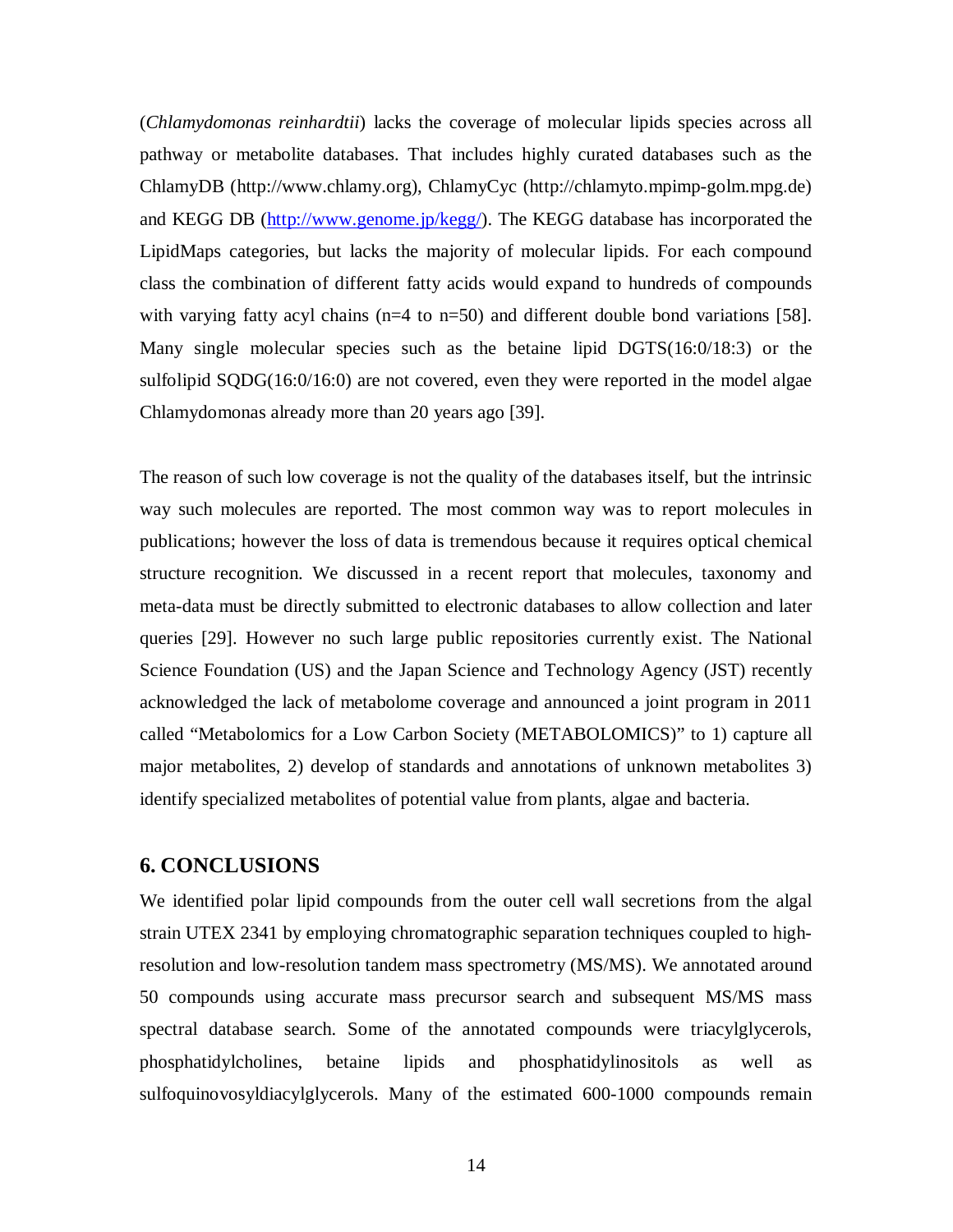(*Chlamydomonas reinhardtii*) lacks the coverage of molecular lipids species across all pathway or metabolite databases. That includes highly curated databases such as the ChlamyDB (http://www.chlamy.org), ChlamyCyc (http://chlamyto.mpimp-golm.mpg.de) and KEGG DB (http://www.genome.jp/kegg/). The KEGG database has incorporated the LipidMaps categories, but lacks the majority of molecular lipids. For each compound class the combination of different fatty acids would expand to hundreds of compounds with varying fatty acyl chains (n=4 to n=50) and different double bond variations [58]. Many single molecular species such as the betaine lipid DGTS(16:0/18:3) or the sulfolipid SQDG(16:0/16:0) are not covered, even they were reported in the model algae Chlamydomonas already more than 20 years ago [39].

The reason of such low coverage is not the quality of the databases itself, but the intrinsic way such molecules are reported. The most common way was to report molecules in publications; however the loss of data is tremendous because it requires optical chemical structure recognition. We discussed in a recent report that molecules, taxonomy and meta-data must be directly submitted to electronic databases to allow collection and later queries [29]. However no such large public repositories currently exist. The National Science Foundation (US) and the Japan Science and Technology Agency (JST) recently acknowledged the lack of metabolome coverage and announced a joint program in 2011 called "Metabolomics for a Low Carbon Society (METABOLOMICS)" to 1) capture all major metabolites, 2) develop of standards and annotations of unknown metabolites 3) identify specialized metabolites of potential value from plants, algae and bacteria.

## 6. CONCLUSIONS

We identified polar lipid compounds from the outer cell wall secretions from the algal strain UTEX 2341 by employing chromatographic separation techniques coupled to high-resolution and low-resolution tandem mass spectrometry (MS/MS). We annotated around 50 compounds using accurate mass precursor search and subsequent MS/MS mass spectral database search. Some of the annotated compounds were triacylglycerols, phosphatidylcholines, betaine lipids and phosphatidylinositols as well as sulfoquinovosyldiacylglycerols. Many of the estimated 600-1000 compounds remain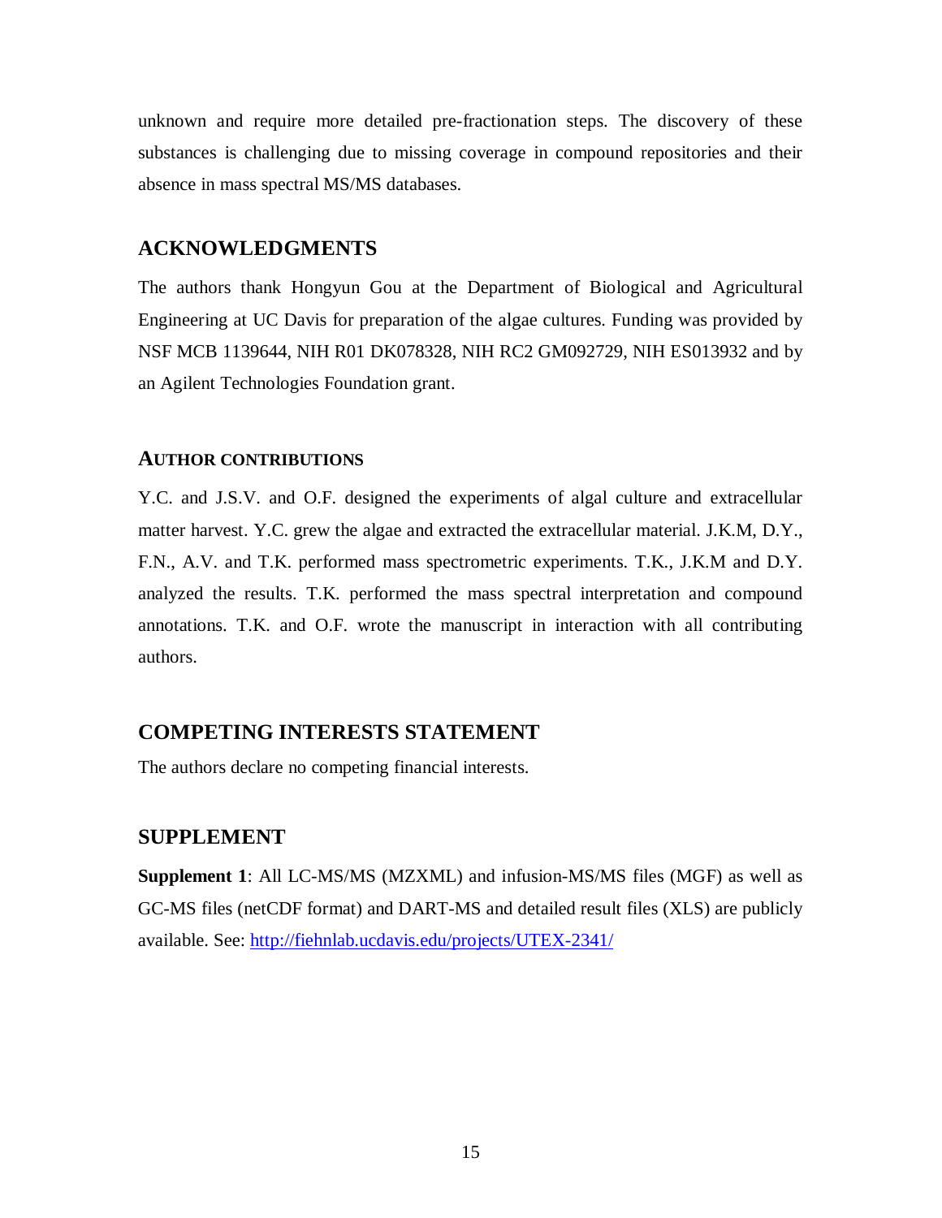unknown and require more detailed pre-fractionation steps. The discovery of these substances is challenging due to missing coverage in compound repositories and their absence in mass spectral MS/MS databases.

## ACKNOWLEDGMENTS

The authors thank Hongyun Gou at the Department of Biological and Agricultural Engineering at UC Davis for preparation of the algae cultures. Funding was provided by NSF MCB 1139644, NIH R01 DK078328, NIH RC2 GM092729, NIH ES013932 and by an Agilent Technologies Foundation grant.

### AUTHOR CONTRIBUTIONS

Y.C. and J.S.V. and O.F. designed the experiments of algal culture and extracellular matter harvest. Y.C. grew the algae and extracted the extracellular material. J.K.M, D.Y., F.N., A.V. and T.K. performed mass spectrometric experiments. T.K., J.K.M and D.Y. analyzed the results. T.K. performed the mass spectral interpretation and compound annotations. T.K. and O.F. wrote the manuscript in interaction with all contributing authors.

## COMPETING INTERESTS STATEMENT

The authors declare no competing financial interests.

## SUPPLEMENT

**Supplement 1**: All LC-MS/MS (MZXML) and infusion-MS/MS files (MGF) as well as GC-MS files (netCDF format) and DART-MS and detailed result files (XLS) are publicly available. See: http://fiehnlab.ucdavis.edu/projects/UTEX-2341/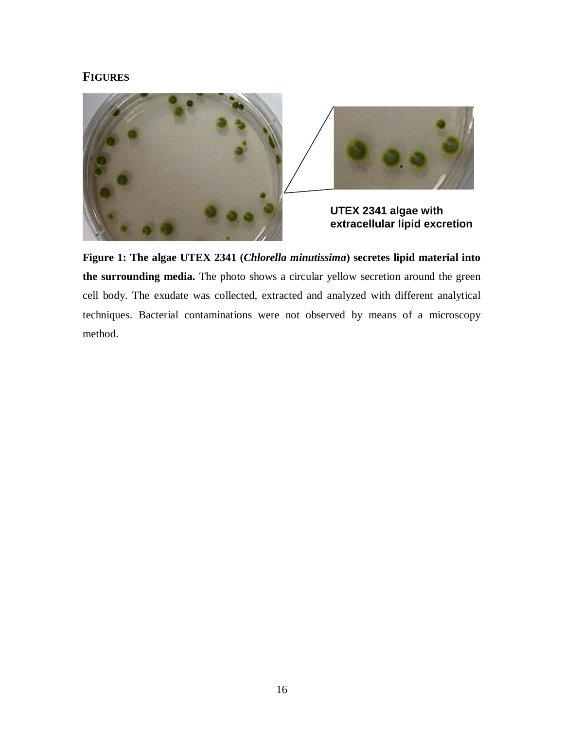## FIGURES

UTEX 2341 algae with extracellular lipid excretion

**Figure 1: The algae UTEX 2341 (*Chlorella minutissima*) secretes lipid material into the surrounding media.** The photo shows a circular yellow secretion around the green cell body. The exudate was collected, extracted and analyzed with different analytical techniques. Bacterial contaminations were not observed by means of a microscopy method.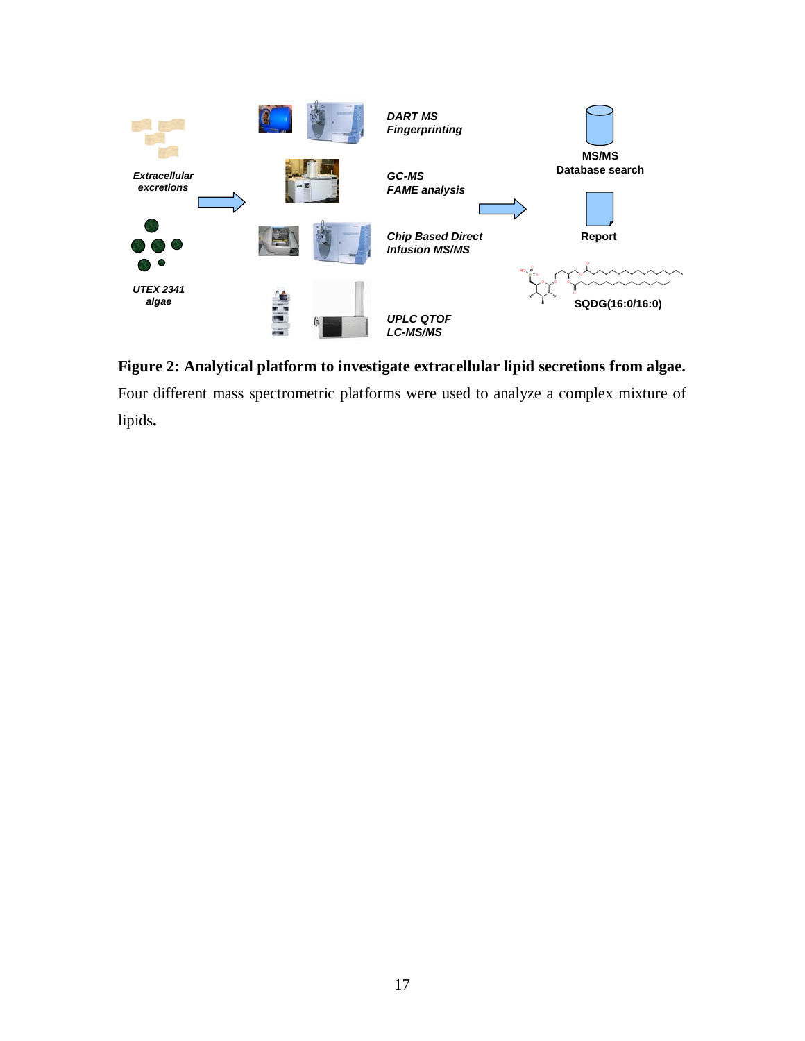**Figure 2: Analytical platform to investigate extracellular lipid secretions from algae.** Four different mass spectrometric platforms were used to analyze a complex mixture of lipids.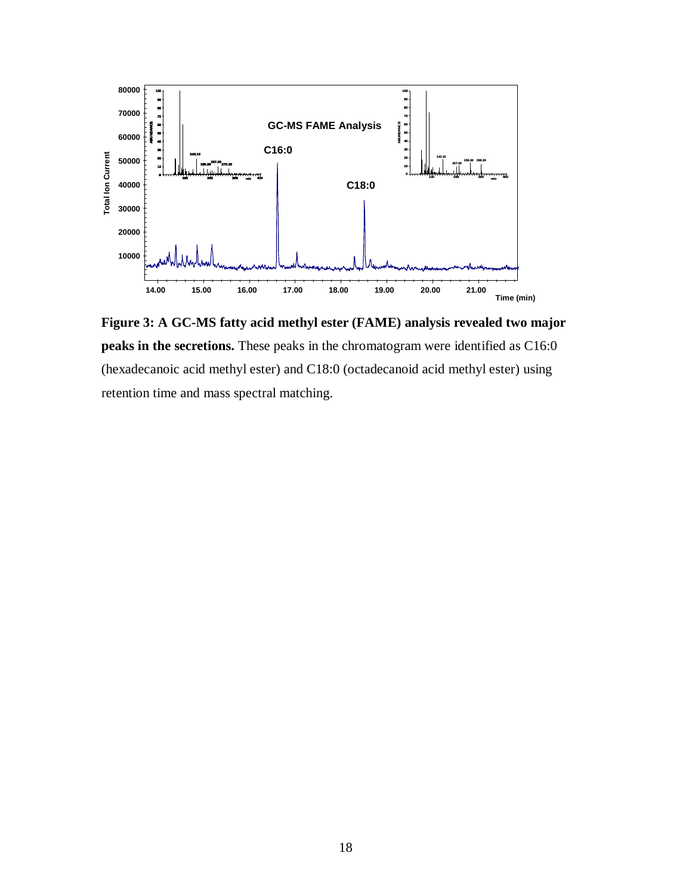**Figure 3: A GC-MS fatty acid methyl ester (FAME) analysis revealed two major peaks in the secretions.** These peaks in the chromatogram were identified as C16:0 (hexadecanoic acid methyl ester) and C18:0 (octadecanoid acid methyl ester) using retention time and mass spectral matching.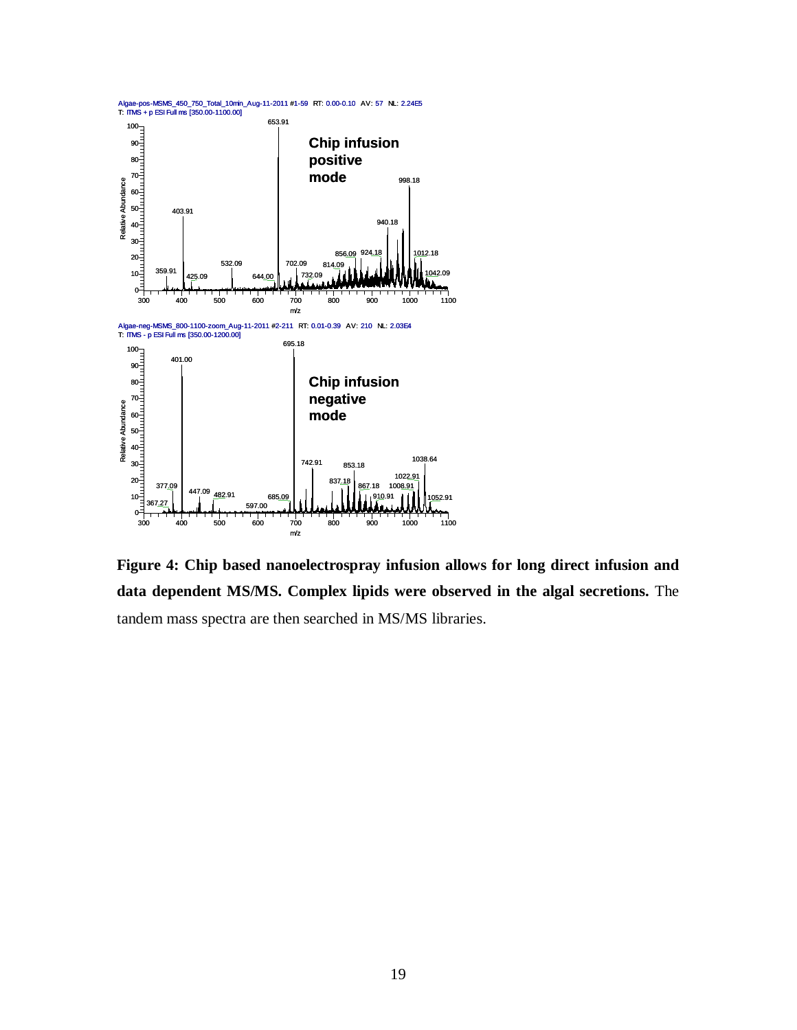**Figure 4: Chip based nanoelectrospray infusion allows for long direct infusion and data dependent MS/MS. Complex lipids were observed in the algal secretions.** The tandem mass spectra are then searched in MS/MS libraries.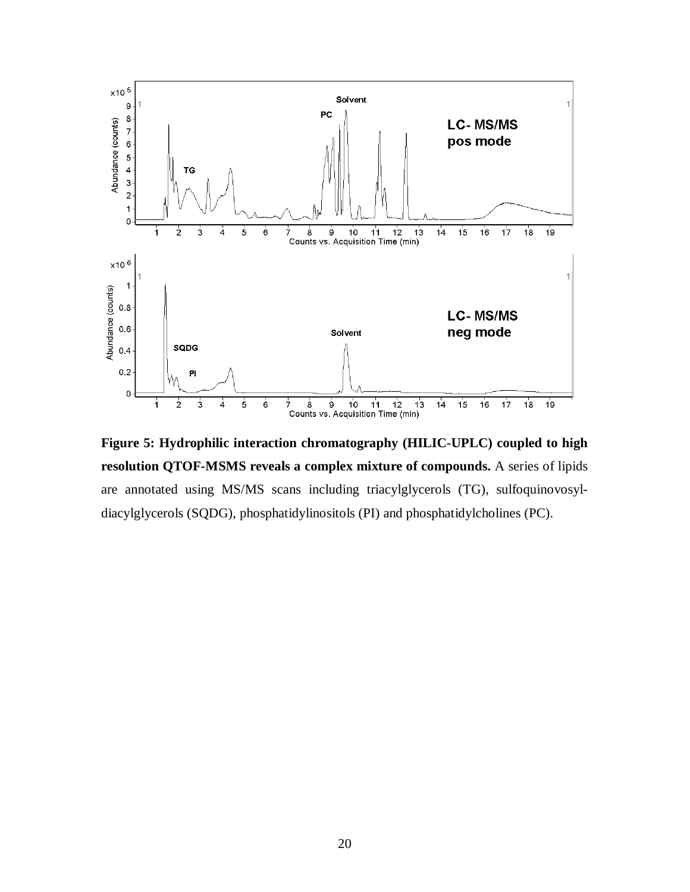**Figure 5: Hydrophilic interaction chromatography (HILIC-UPLC) coupled to high resolution QTOF-MSMS reveals a complex mixture of compounds.** A series of lipids are annotated using MS/MS scans including triacylglycerols (TG), sulfoquinovosyl-diacylglycerols (SQDG), phosphatidylinositols (PI) and phosphatidylcholines (PC).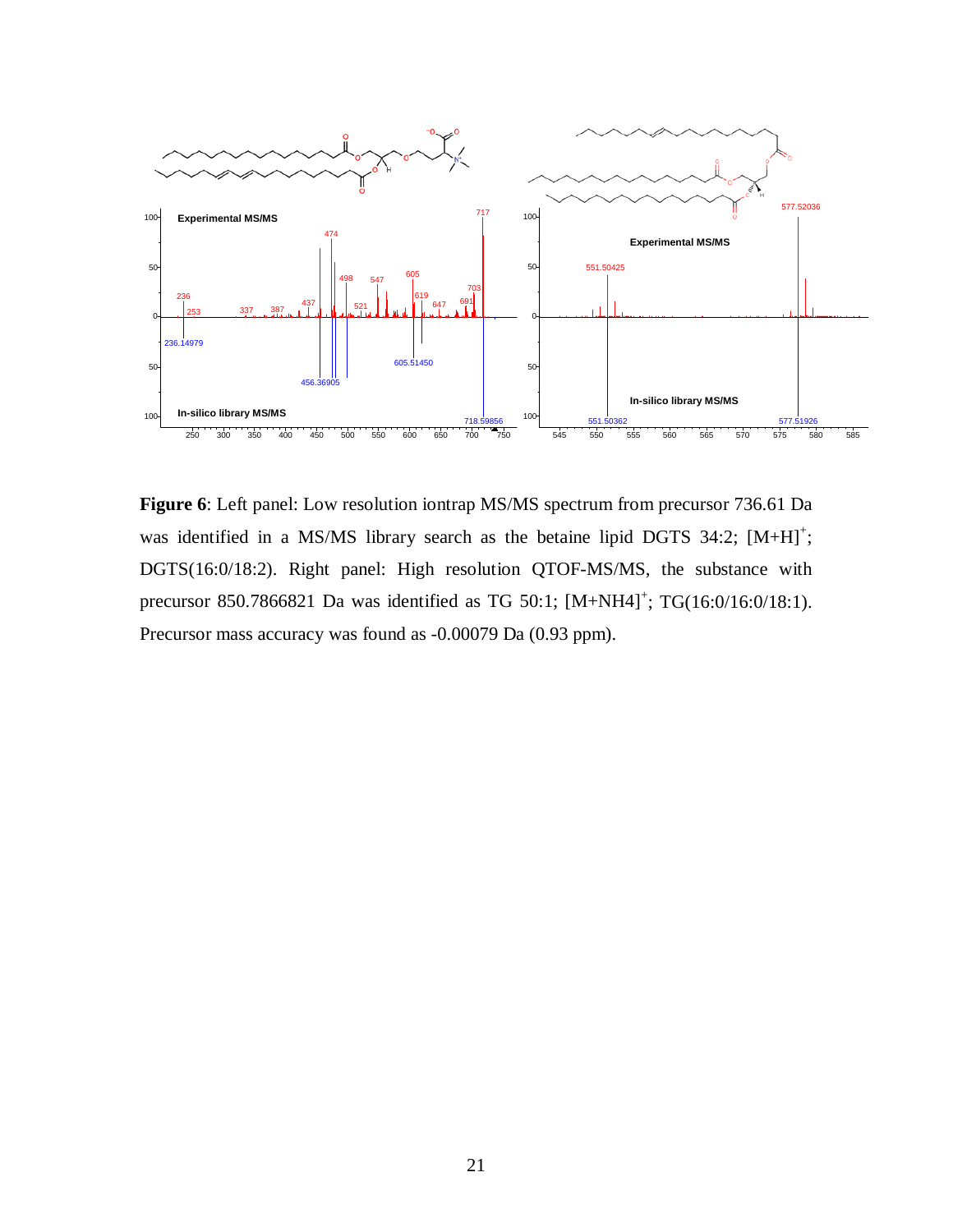**Figure 6**: Left panel: Low resolution iontrap MS/MS spectrum from precursor 736.61 Da was identified in a MS/MS library search as the betaine lipid DGTS 34:2; $[M+H]^+$; DGTS(16:0/18:2). Right panel: High resolution QTOF-MS/MS, the substance with precursor 850.7866821 Da was identified as TG 50:1; $[M+NH4]^+$; TG(16:0/16:0/18:1). Precursor mass accuracy was found as -0.00079 Da (0.93 ppm).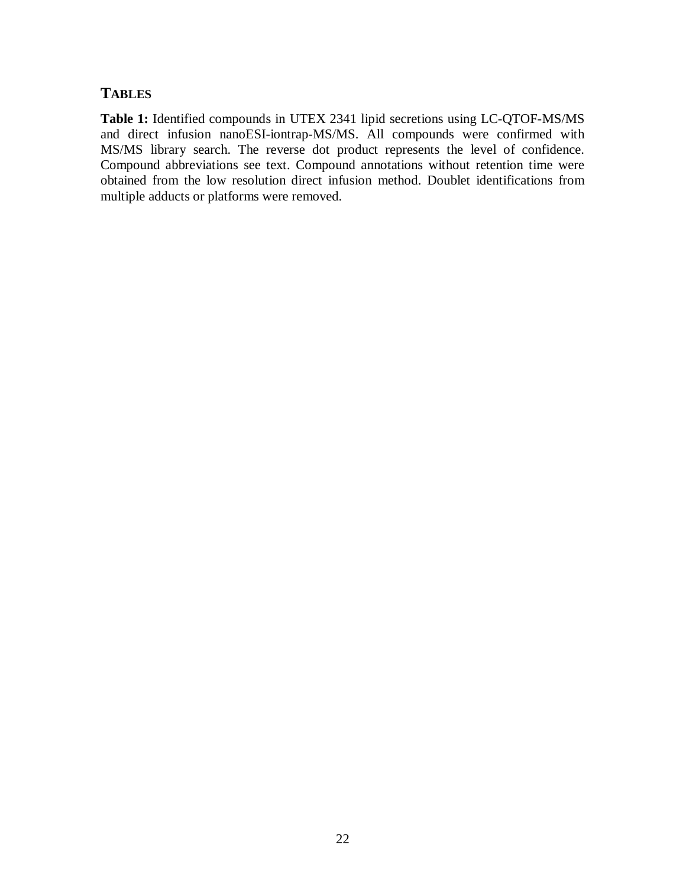## TABLES

**Table 1:** Identified compounds in UTEX 2341 lipid secretions using LC-QTOF-MS/MS and direct infusion nanoESI-iontrap-MS/MS. All compounds were confirmed with MS/MS library search. The reverse dot product represents the level of confidence. Compound abbreviations see text. Compound annotations without retention time were obtained from the low resolution direct infusion method. Doublet identifications from multiple adducts or platforms were removed.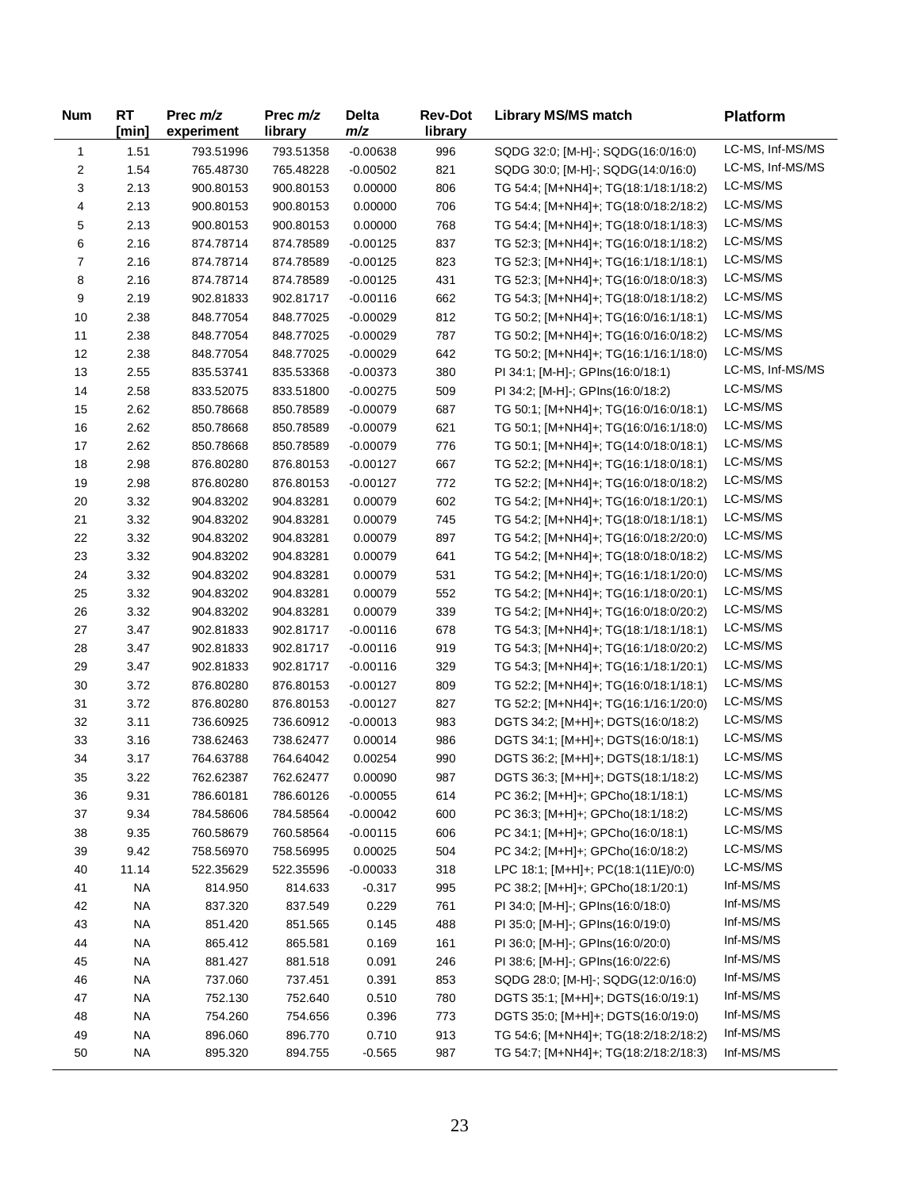| Num | RT [min] | Prec *m/z* experiment | Prec *m/z* library | Delta *m/z* | Rev-Dot library | Library MS/MS match | Platform |
|---|---|---|---|---|---|---|---|
| 1 | 1.51 | 793.51996 | 793.51358 | -0.00638 | 996 | SQDG 32:0; [M-H]-; SQDG(16:0/16:0) | LC-MS, Inf-MS/MS |
| 2 | 1.54 | 765.48730 | 765.48228 | -0.00502 | 821 | SQDG 30:0; [M-H]-; SQDG(14:0/16:0) | LC-MS, Inf-MS/MS |
| 3 | 2.13 | 900.80153 | 900.80153 | 0.00000 | 806 | TG 54:4; [M+NH4]+; TG(18:1/18:1/18:2) | LC-MS/MS |
| 4 | 2.13 | 900.80153 | 900.80153 | 0.00000 | 706 | TG 54:4; [M+NH4]+; TG(18:0/18:2/18:2) | LC-MS/MS |
| 5 | 2.13 | 900.80153 | 900.80153 | 0.00000 | 768 | TG 54:4; [M+NH4]+; TG(18:0/18:1/18:3) | LC-MS/MS |
| 6 | 2.16 | 874.78714 | 874.78589 | -0.00125 | 837 | TG 52:3; [M+NH4]+; TG(16:0/18:1/18:2) | LC-MS/MS |
| 7 | 2.16 | 874.78714 | 874.78589 | -0.00125 | 823 | TG 52:3; [M+NH4]+; TG(16:1/18:1/18:1) | LC-MS/MS |
| 8 | 2.16 | 874.78714 | 874.78589 | -0.00125 | 431 | TG 52:3; [M+NH4]+; TG(16:0/18:0/18:3) | LC-MS/MS |
| 9 | 2.19 | 902.81833 | 902.81717 | -0.00116 | 662 | TG 54:3; [M+NH4]+; TG(18:0/18:1/18:2) | LC-MS/MS |
| 10 | 2.38 | 848.77054 | 848.77025 | -0.00029 | 812 | TG 50:2; [M+NH4]+; TG(16:0/16:1/18:1) | LC-MS/MS |
| 11 | 2.38 | 848.77054 | 848.77025 | -0.00029 | 787 | TG 50:2; [M+NH4]+; TG(16:0/16:0/18:2) | LC-MS/MS |
| 12 | 2.38 | 848.77054 | 848.77025 | -0.00029 | 642 | TG 50:2; [M+NH4]+; TG(16:1/16:1/18:0) | LC-MS/MS |
| 13 | 2.55 | 835.53741 | 835.53368 | -0.00373 | 380 | PI 34:1; [M-H]-; GPIns(16:0/18:1) | LC-MS, Inf-MS/MS |
| 14 | 2.58 | 833.52075 | 833.51800 | -0.00275 | 509 | PI 34:2; [M-H]-; GPIns(16:0/18:2) | LC-MS/MS |
| 15 | 2.62 | 850.78668 | 850.78589 | -0.00079 | 687 | TG 50:1; [M+NH4]+; TG(16:0/16:0/18:1) | LC-MS/MS |
| 16 | 2.62 | 850.78668 | 850.78589 | -0.00079 | 621 | TG 50:1; [M+NH4]+; TG(16:0/16:1/18:0) | LC-MS/MS |
| 17 | 2.62 | 850.78668 | 850.78589 | -0.00079 | 776 | TG 50:1; [M+NH4]+; TG(14:0/18:0/18:1) | LC-MS/MS |
| 18 | 2.98 | 876.80280 | 876.80153 | -0.00127 | 667 | TG 52:2; [M+NH4]+; TG(16:1/18:0/18:1) | LC-MS/MS |
| 19 | 2.98 | 876.80280 | 876.80153 | -0.00127 | 772 | TG 52:2; [M+NH4]+; TG(16:0/18:0/18:2) | LC-MS/MS |
| 20 | 3.32 | 904.83202 | 904.83281 | 0.00079 | 602 | TG 54:2; [M+NH4]+; TG(16:0/18:1/20:1) | LC-MS/MS |
| 21 | 3.32 | 904.83202 | 904.83281 | 0.00079 | 745 | TG 54:2; [M+NH4]+; TG(18:0/18:1/18:1) | LC-MS/MS |
| 22 | 3.32 | 904.83202 | 904.83281 | 0.00079 | 897 | TG 54:2; [M+NH4]+; TG(16:0/18:2/20:0) | LC-MS/MS |
| 23 | 3.32 | 904.83202 | 904.83281 | 0.00079 | 641 | TG 54:2; [M+NH4]+; TG(18:0/18:0/18:2) | LC-MS/MS |
| 24 | 3.32 | 904.83202 | 904.83281 | 0.00079 | 531 | TG 54:2; [M+NH4]+; TG(16:1/18:1/20:0) | LC-MS/MS |
| 25 | 3.32 | 904.83202 | 904.83281 | 0.00079 | 552 | TG 54:2; [M+NH4]+; TG(16:1/18:0/20:1) | LC-MS/MS |
| 26 | 3.32 | 904.83202 | 904.83281 | 0.00079 | 339 | TG 54:2; [M+NH4]+; TG(16:0/18:0/20:2) | LC-MS/MS |
| 27 | 3.47 | 902.81833 | 902.81717 | -0.00116 | 678 | TG 54:3; [M+NH4]+; TG(18:1/18:1/18:1) | LC-MS/MS |
| 28 | 3.47 | 902.81833 | 902.81717 | -0.00116 | 919 | TG 54:3; [M+NH4]+; TG(16:1/18:0/20:2) | LC-MS/MS |
| 29 | 3.47 | 902.81833 | 902.81717 | -0.00116 | 329 | TG 54:3; [M+NH4]+; TG(16:1/18:1/20:1) | LC-MS/MS |
| 30 | 3.72 | 876.80280 | 876.80153 | -0.00127 | 809 | TG 52:2; [M+NH4]+; TG(16:0/18:1/18:1) | LC-MS/MS |
| 31 | 3.72 | 876.80280 | 876.80153 | -0.00127 | 827 | TG 52:2; [M+NH4]+; TG(16:1/16:1/20:0) | LC-MS/MS |
| 32 | 3.11 | 736.60925 | 736.60912 | -0.00013 | 983 | DGTS 34:2; [M+H]+; DGTS(16:0/18:2) | LC-MS/MS |
| 33 | 3.16 | 738.62463 | 738.62477 | 0.00014 | 986 | DGTS 34:1; [M+H]+; DGTS(16:0/18:1) | LC-MS/MS |
| 34 | 3.17 | 764.63788 | 764.64042 | 0.00254 | 990 | DGTS 36:2; [M+H]+; DGTS(18:1/18:1) | LC-MS/MS |
| 35 | 3.22 | 762.62387 | 762.62477 | 0.00090 | 987 | DGTS 36:3; [M+H]+; DGTS(18:1/18:2) | LC-MS/MS |
| 36 | 9.31 | 786.60181 | 786.60126 | -0.00055 | 614 | PC 36:2; [M+H]+; GPCho(18:1/18:1) | LC-MS/MS |
| 37 | 9.34 | 784.58606 | 784.58564 | -0.00042 | 600 | PC 36:3; [M+H]+; GPCho(18:1/18:2) | LC-MS/MS |
| 38 | 9.35 | 760.58679 | 760.58564 | -0.00115 | 606 | PC 34:1; [M+H]+; GPCho(16:0/18:1) | LC-MS/MS |
| 39 | 9.42 | 758.56970 | 758.56995 | 0.00025 | 504 | PC 34:2; [M+H]+; GPCho(16:0/18:2) | LC-MS/MS |
| 40 | 11.14 | 522.35629 | 522.35596 | -0.00033 | 318 | LPC 18:1; [M+H]+; PC(18:1(11E)/0:0) | LC-MS/MS |
| 41 | NA | 814.950 | 814.633 | -0.317 | 995 | PC 38:2; [M+H]+; GPCho(18:1/20:1) | Inf-MS/MS |
| 42 | NA | 837.320 | 837.549 | 0.229 | 761 | PI 34:0; [M-H]-; GPIns(16:0/18:0) | Inf-MS/MS |
| 43 | NA | 851.420 | 851.565 | 0.145 | 488 | PI 35:0; [M-H]-; GPIns(16:0/19:0) | Inf-MS/MS |
| 44 | NA | 865.412 | 865.581 | 0.169 | 161 | PI 36:0; [M-H]-; GPIns(16:0/20:0) | Inf-MS/MS |
| 45 | NA | 881.427 | 881.518 | 0.091 | 246 | PI 38:6; [M-H]-; GPIns(16:0/22:6) | Inf-MS/MS |
| 46 | NA | 737.060 | 737.451 | 0.391 | 853 | SQDG 28:0; [M-H]-; SQDG(12:0/16:0) | Inf-MS/MS |
| 47 | NA | 752.130 | 752.640 | 0.510 | 780 | DGTS 35:1; [M+H]+; DGTS(16:0/19:1) | Inf-MS/MS |
| 48 | NA | 754.260 | 754.656 | 0.396 | 773 | DGTS 35:0; [M+H]+; DGTS(16:0/19:0) | Inf-MS/MS |
| 49 | NA | 896.060 | 896.770 | 0.710 | 913 | TG 54:6; [M+NH4]+; TG(18:2/18:2/18:2) | Inf-MS/MS |
| 50 | NA | 895.320 | 894.755 | -0.565 | 987 | TG 54:7; [M+NH4]+; TG(18:2/18:2/18:3) | Inf-MS/MS |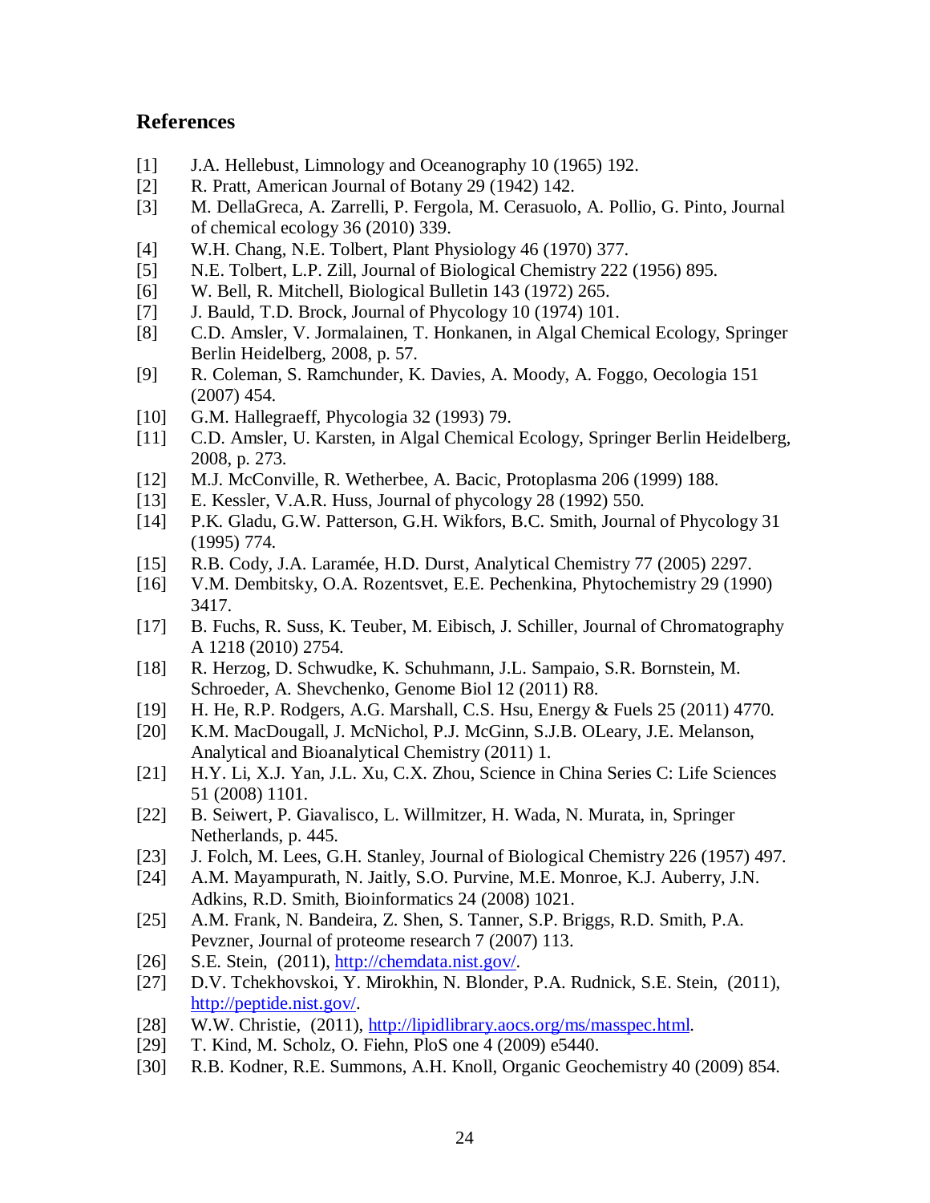## References

[1] J.A. Hellebust, Limnology and Oceanography 10 (1965) 192.

[2] R. Pratt, American Journal of Botany 29 (1942) 142.

[3] M. DellaGreca, A. Zarrelli, P. Fergola, M. Cerasuolo, A. Pollio, G. Pinto, Journal of chemical ecology 36 (2010) 339.

[4] W.H. Chang, N.E. Tolbert, Plant Physiology 46 (1970) 377.

[5] N.E. Tolbert, L.P. Zill, Journal of Biological Chemistry 222 (1956) 895.

[6] W. Bell, R. Mitchell, Biological Bulletin 143 (1972) 265.

[7] J. Bauld, T.D. Brock, Journal of Phycology 10 (1974) 101.

[8] C.D. Amsler, V. Jormalainen, T. Honkanen, in Algal Chemical Ecology, Springer Berlin Heidelberg, 2008, p. 57.

[9] R. Coleman, S. Ramchunder, K. Davies, A. Moody, A. Foggo, Oecologia 151 (2007) 454.

[10] G.M. Hallegraeff, Phycologia 32 (1993) 79.

[11] C.D. Amsler, U. Karsten, in Algal Chemical Ecology, Springer Berlin Heidelberg, 2008, p. 273.

[12] M.J. McConville, R. Wetherbee, A. Bacic, Protoplasma 206 (1999) 188.

[13] E. Kessler, V.A.R. Huss, Journal of phycology 28 (1992) 550.

[14] P.K. Gladu, G.W. Patterson, G.H. Wikfors, B.C. Smith, Journal of Phycology 31 (1995) 774.

[15] R.B. Cody, J.A. Laramée, H.D. Durst, Analytical Chemistry 77 (2005) 2297.

[16] V.M. Dembitsky, O.A. Rozentsvet, E.E. Pechenkina, Phytochemistry 29 (1990) 3417.

[17] B. Fuchs, R. Suss, K. Teuber, M. Eibisch, J. Schiller, Journal of Chromatography A 1218 (2010) 2754.

[18] R. Herzog, D. Schwudke, K. Schuhmann, J.L. Sampaio, S.R. Bornstein, M. Schroeder, A. Shevchenko, Genome Biol 12 (2011) R8.

[19] H. He, R.P. Rodgers, A.G. Marshall, C.S. Hsu, Energy & Fuels 25 (2011) 4770.

[20] K.M. MacDougall, J. McNichol, P.J. McGinn, S.J.B. OLeary, J.E. Melanson, Analytical and Bioanalytical Chemistry (2011) 1.

[21] H.Y. Li, X.J. Yan, J.L. Xu, C.X. Zhou, Science in China Series C: Life Sciences 51 (2008) 1101.

[22] B. Seiwert, P. Giavalisco, L. Willmitzer, H. Wada, N. Murata, in, Springer Netherlands, p. 445.

[23] J. Folch, M. Lees, G.H. Stanley, Journal of Biological Chemistry 226 (1957) 497.

[24] A.M. Mayampurath, N. Jaitly, S.O. Purvine, M.E. Monroe, K.J. Auberry, J.N. Adkins, R.D. Smith, Bioinformatics 24 (2008) 1021.

[25] A.M. Frank, N. Bandeira, Z. Shen, S. Tanner, S.P. Briggs, R.D. Smith, P.A. Pevzner, Journal of proteome research 7 (2007) 113.

[26] S.E. Stein, (2011), http://chemdata.nist.gov/.

[27] D.V. Tchekhovskoi, Y. Mirokhin, N. Blonder, P.A. Rudnick, S.E. Stein, (2011), http://peptide.nist.gov/.

[28] W.W. Christie, (2011), http://lipidlibrary.aocs.org/ms/masspec.html.

[29] T. Kind, M. Scholz, O. Fiehn, PloS one 4 (2009) e5440.

[30] R.B. Kodner, R.E. Summons, A.H. Knoll, Organic Geochemistry 40 (2009) 854.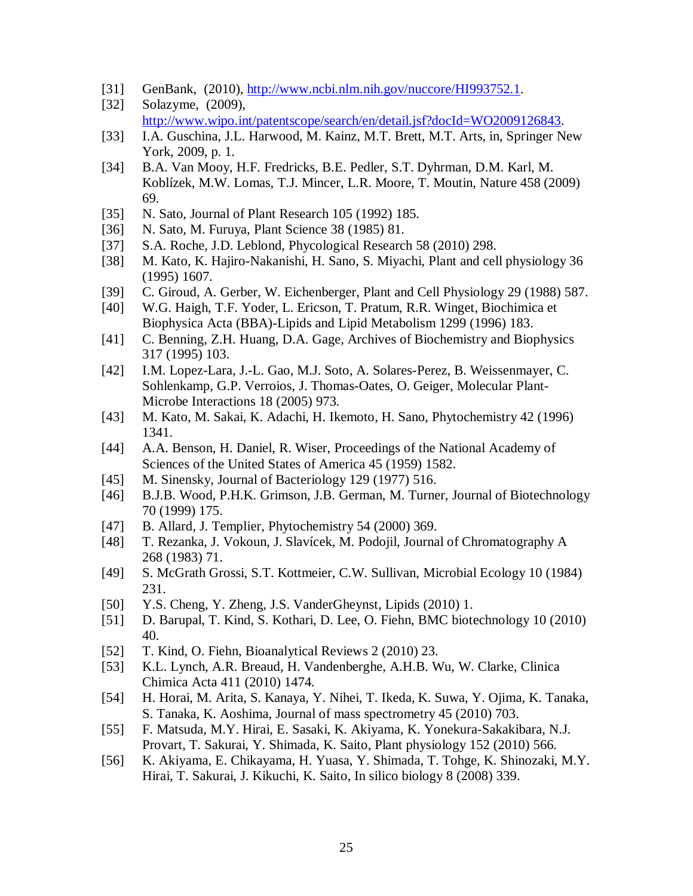[31] GenBank, (2010), http://www.ncbi.nlm.nih.gov/nuccore/HI993752.1.

[32] Solazyme, (2009), http://www.wipo.int/patentscope/search/en/detail.jsf?docId=WO2009126843.

[33] I.A. Guschina, J.L. Harwood, M. Kainz, M.T. Brett, M.T. Arts, in, Springer New York, 2009, p. 1.

[34] B.A. Van Mooy, H.F. Fredricks, B.E. Pedler, S.T. Dyhrman, D.M. Karl, M. Koblízek, M.W. Lomas, T.J. Mincer, L.R. Moore, T. Moutin, Nature 458 (2009) 69.

[35] N. Sato, Journal of Plant Research 105 (1992) 185.

[36] N. Sato, M. Furuya, Plant Science 38 (1985) 81.

[37] S.A. Roche, J.D. Leblond, Phycological Research 58 (2010) 298.

[38] M. Kato, K. Hajiro-Nakanishi, H. Sano, S. Miyachi, Plant and cell physiology 36 (1995) 1607.

[39] C. Giroud, A. Gerber, W. Eichenberger, Plant and Cell Physiology 29 (1988) 587.

[40] W.G. Haigh, T.F. Yoder, L. Ericson, T. Pratum, R.R. Winget, Biochimica et Biophysica Acta (BBA)-Lipids and Lipid Metabolism 1299 (1996) 183.

[41] C. Benning, Z.H. Huang, D.A. Gage, Archives of Biochemistry and Biophysics 317 (1995) 103.

[42] I.M. Lopez-Lara, J.-L. Gao, M.J. Soto, A. Solares-Perez, B. Weissenmayer, C. Sohlenkamp, G.P. Verroios, J. Thomas-Oates, O. Geiger, Molecular Plant-Microbe Interactions 18 (2005) 973.

[43] M. Kato, M. Sakai, K. Adachi, H. Ikemoto, H. Sano, Phytochemistry 42 (1996) 1341.

[44] A.A. Benson, H. Daniel, R. Wiser, Proceedings of the National Academy of Sciences of the United States of America 45 (1959) 1582.

[45] M. Sinensky, Journal of Bacteriology 129 (1977) 516.

[46] B.J.B. Wood, P.H.K. Grimson, J.B. German, M. Turner, Journal of Biotechnology 70 (1999) 175.

[47] B. Allard, J. Templier, Phytochemistry 54 (2000) 369.

[48] T. Rezanka, J. Vokoun, J. Slavícek, M. Podojil, Journal of Chromatography A 268 (1983) 71.

[49] S. McGrath Grossi, S.T. Kottmeier, C.W. Sullivan, Microbial Ecology 10 (1984) 231.

[50] Y.S. Cheng, Y. Zheng, J.S. VanderGheynst, Lipids (2010) 1.

[51] D. Barupal, T. Kind, S. Kothari, D. Lee, O. Fiehn, BMC biotechnology 10 (2010) 40.

[52] T. Kind, O. Fiehn, Bioanalytical Reviews 2 (2010) 23.

[53] K.L. Lynch, A.R. Breaud, H. Vandenberghe, A.H.B. Wu, W. Clarke, Clinica Chimica Acta 411 (2010) 1474.

[54] H. Horai, M. Arita, S. Kanaya, Y. Nihei, T. Ikeda, K. Suwa, Y. Ojima, K. Tanaka, S. Tanaka, K. Aoshima, Journal of mass spectrometry 45 (2010) 703.

[55] F. Matsuda, M.Y. Hirai, E. Sasaki, K. Akiyama, K. Yonekura-Sakakibara, N.J. Provart, T. Sakurai, Y. Shimada, K. Saito, Plant physiology 152 (2010) 566.

[56] K. Akiyama, E. Chikayama, H. Yuasa, Y. Shimada, T. Tohge, K. Shinozaki, M.Y. Hirai, T. Sakurai, J. Kikuchi, K. Saito, In silico biology 8 (2008) 339.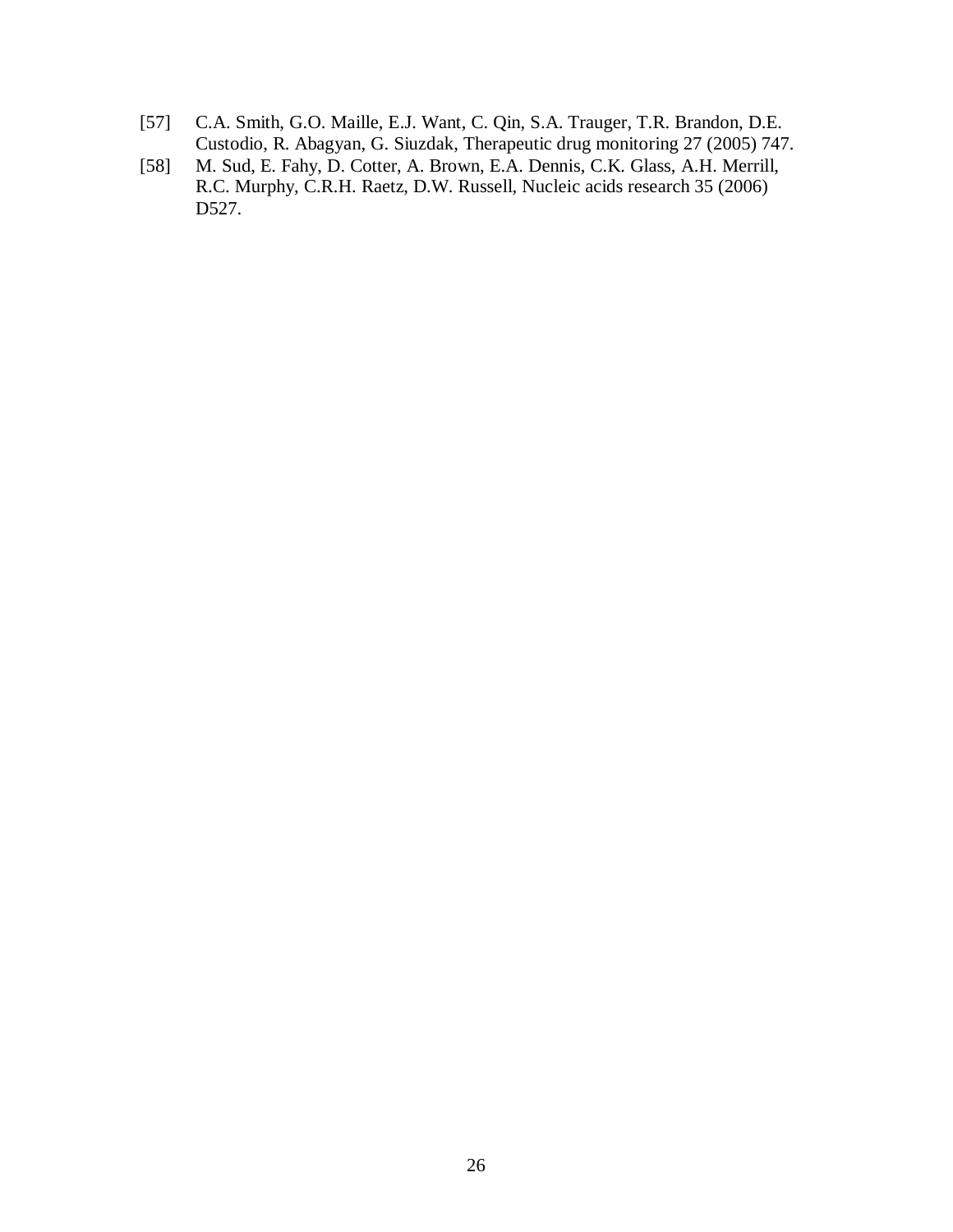[57] C.A. Smith, G.O. Maille, E.J. Want, C. Qin, S.A. Trauger, T.R. Brandon, D.E. Custodio, R. Abagyan, G. Siuzdak, Therapeutic drug monitoring 27 (2005) 747.

[58] M. Sud, E. Fahy, D. Cotter, A. Brown, E.A. Dennis, C.K. Glass, A.H. Merrill, R.C. Murphy, C.R.H. Raetz, D.W. Russell, Nucleic acids research 35 (2006) D527.